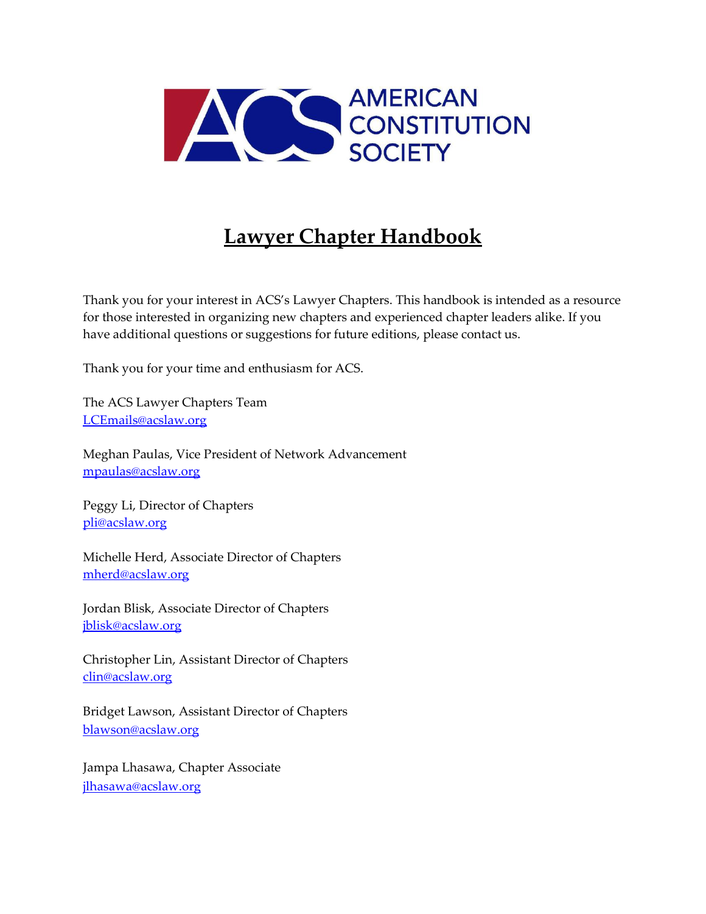AMERICAN CONSTITUTION SOCIETY

# Lawyer Chapter Handbook

Thank you for your interest in ACS's Lawyer Chapters. This handbook is intended as a resource for those interested in organizing new chapters and experienced chapter leaders alike. If you have additional questions or suggestions for future editions, please contact us.

Thank you for your time and enthusiasm for ACS.

The ACS Lawyer Chapters Team
LCEmails@acslaw.org

Meghan Paulas, Vice President of Network Advancement
mpaulas@acslaw.org

Peggy Li, Director of Chapters
pli@acslaw.org

Michelle Herd, Associate Director of Chapters
mherd@acslaw.org

Jordan Blisk, Associate Director of Chapters
jblisk@acslaw.org

Christopher Lin, Assistant Director of Chapters
clin@acslaw.org

Bridget Lawson, Assistant Director of Chapters
blawson@acslaw.org

Jampa Lhasawa, Chapter Associate
jlhasawa@acslaw.org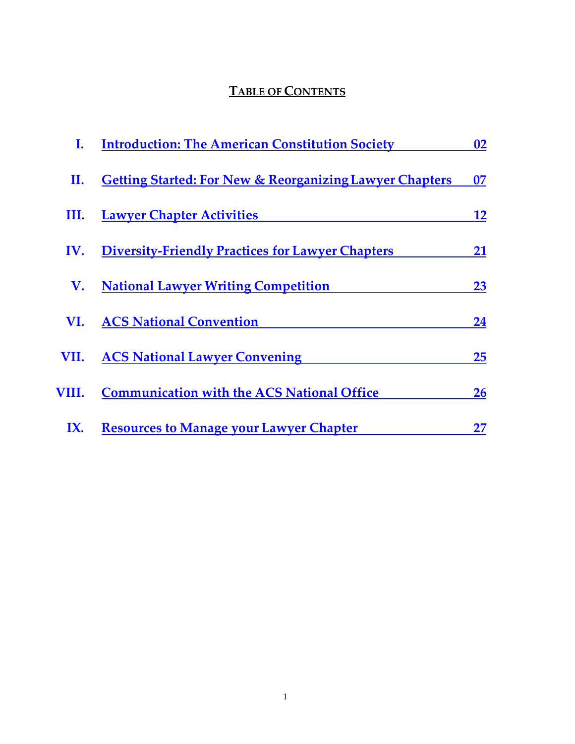# TABLE OF CONTENTS

| | | |
|---|---|---|
| I. | Introduction: The American Constitution Society | 02 |
| II. | Getting Started: For New & Reorganizing Lawyer Chapters | 07 |
| III. | Lawyer Chapter Activities | 12 |
| IV. | Diversity-Friendly Practices for Lawyer Chapters | 21 |
| V. | National Lawyer Writing Competition | 23 |
| VI. | ACS National Convention | 24 |
| VII. | ACS National Lawyer Convening | 25 |
| VIII. | Communication with the ACS National Office | 26 |
| IX. | Resources to Manage your Lawyer Chapter | 27 |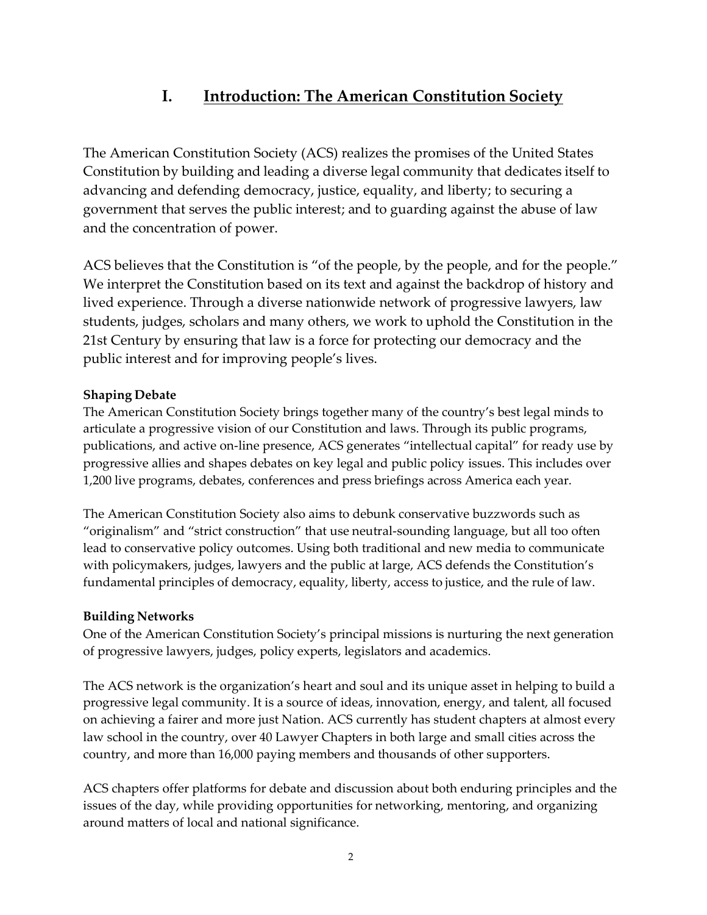# I. Introduction: The American Constitution Society

The American Constitution Society (ACS) realizes the promises of the United States Constitution by building and leading a diverse legal community that dedicates itself to advancing and defending democracy, justice, equality, and liberty; to securing a government that serves the public interest; and to guarding against the abuse of law and the concentration of power.

ACS believes that the Constitution is "of the people, by the people, and for the people." We interpret the Constitution based on its text and against the backdrop of history and lived experience. Through a diverse nationwide network of progressive lawyers, law students, judges, scholars and many others, we work to uphold the Constitution in the 21st Century by ensuring that law is a force for protecting our democracy and the public interest and for improving people's lives.

**Shaping Debate**

The American Constitution Society brings together many of the country's best legal minds to articulate a progressive vision of our Constitution and laws. Through its public programs, publications, and active on-line presence, ACS generates "intellectual capital" for ready use by progressive allies and shapes debates on key legal and public policy issues. This includes over 1,200 live programs, debates, conferences and press briefings across America each year.

The American Constitution Society also aims to debunk conservative buzzwords such as "originalism" and "strict construction" that use neutral-sounding language, but all too often lead to conservative policy outcomes. Using both traditional and new media to communicate with policymakers, judges, lawyers and the public at large, ACS defends the Constitution's fundamental principles of democracy, equality, liberty, access to justice, and the rule of law.

**Building Networks**

One of the American Constitution Society's principal missions is nurturing the next generation of progressive lawyers, judges, policy experts, legislators and academics.

The ACS network is the organization's heart and soul and its unique asset in helping to build a progressive legal community. It is a source of ideas, innovation, energy, and talent, all focused on achieving a fairer and more just Nation. ACS currently has student chapters at almost every law school in the country, over 40 Lawyer Chapters in both large and small cities across the country, and more than 16,000 paying members and thousands of other supporters.

ACS chapters offer platforms for debate and discussion about both enduring principles and the issues of the day, while providing opportunities for networking, mentoring, and organizing around matters of local and national significance.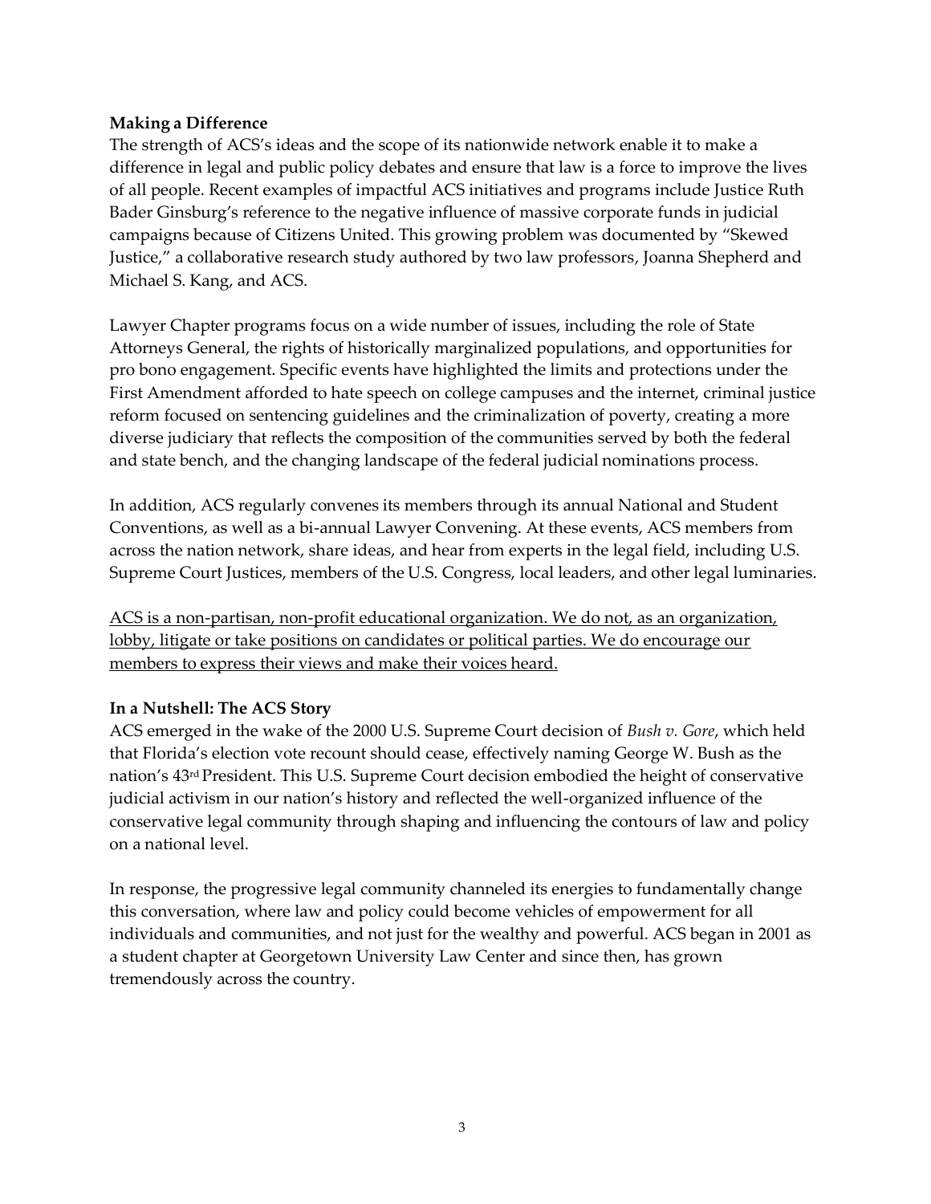**Making a Difference**

The strength of ACS's ideas and the scope of its nationwide network enable it to make a difference in legal and public policy debates and ensure that law is a force to improve the lives of all people. Recent examples of impactful ACS initiatives and programs include Justice Ruth Bader Ginsburg's reference to the negative influence of massive corporate funds in judicial campaigns because of Citizens United. This growing problem was documented by "Skewed Justice," a collaborative research study authored by two law professors, Joanna Shepherd and Michael S. Kang, and ACS.

Lawyer Chapter programs focus on a wide number of issues, including the role of State Attorneys General, the rights of historically marginalized populations, and opportunities for pro bono engagement. Specific events have highlighted the limits and protections under the First Amendment afforded to hate speech on college campuses and the internet, criminal justice reform focused on sentencing guidelines and the criminalization of poverty, creating a more diverse judiciary that reflects the composition of the communities served by both the federal and state bench, and the changing landscape of the federal judicial nominations process.

In addition, ACS regularly convenes its members through its annual National and Student Conventions, as well as a bi-annual Lawyer Convening. At these events, ACS members from across the nation network, share ideas, and hear from experts in the legal field, including U.S. Supreme Court Justices, members of the U.S. Congress, local leaders, and other legal luminaries.

<u>ACS is a non-partisan, non-profit educational organization. We do not, as an organization, lobby, litigate or take positions on candidates or political parties. We do encourage our members to express their views and make their voices heard.</u>

**In a Nutshell: The ACS Story**

ACS emerged in the wake of the 2000 U.S. Supreme Court decision of *Bush v. Gore*, which held that Florida's election vote recount should cease, effectively naming George W. Bush as the nation's 43rd President. This U.S. Supreme Court decision embodied the height of conservative judicial activism in our nation's history and reflected the well-organized influence of the conservative legal community through shaping and influencing the contours of law and policy on a national level.

In response, the progressive legal community channeled its energies to fundamentally change this conversation, where law and policy could become vehicles of empowerment for all individuals and communities, and not just for the wealthy and powerful. ACS began in 2001 as a student chapter at Georgetown University Law Center and since then, has grown tremendously across the country.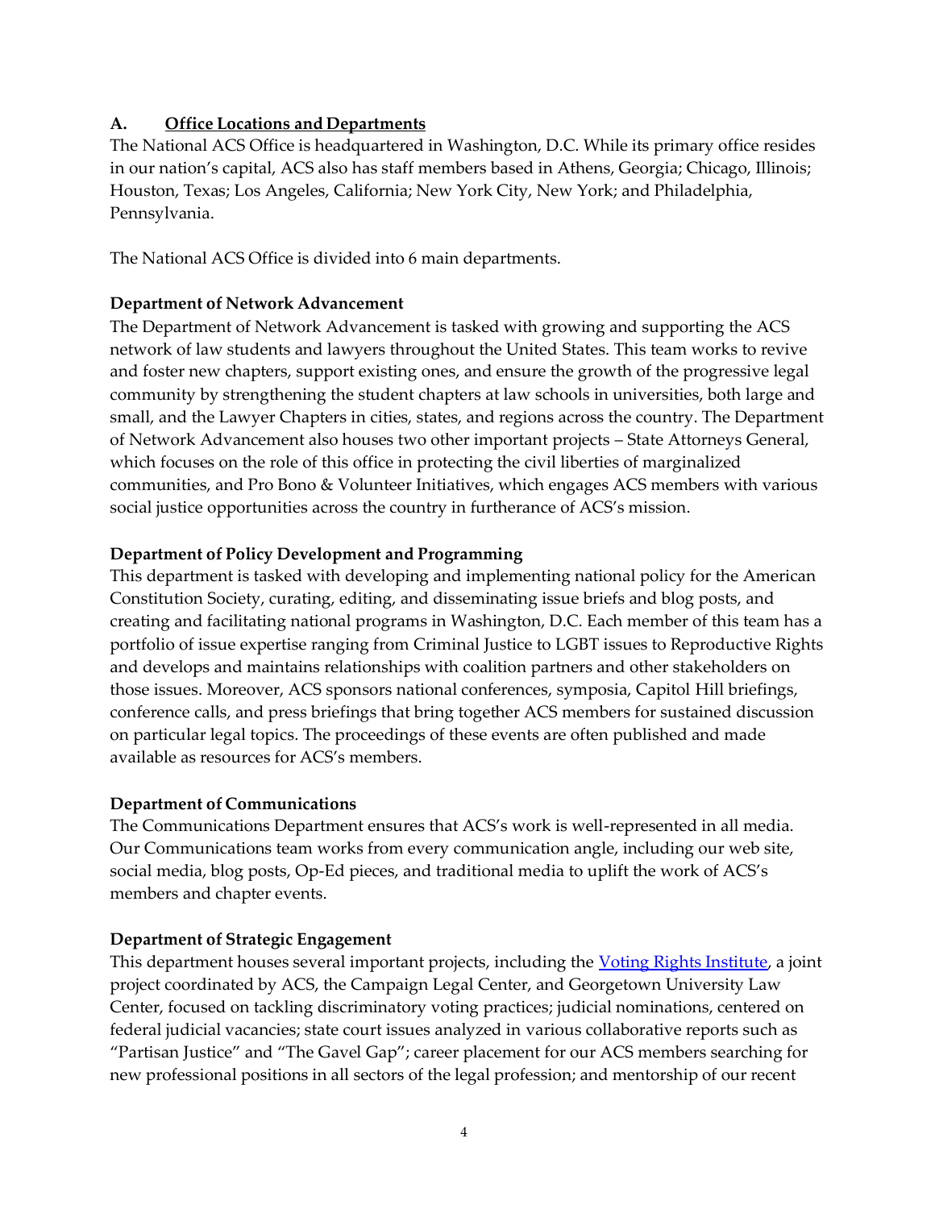## A. Office Locations and Departments

The National ACS Office is headquartered in Washington, D.C. While its primary office resides in our nation's capital, ACS also has staff members based in Athens, Georgia; Chicago, Illinois; Houston, Texas; Los Angeles, California; New York City, New York; and Philadelphia, Pennsylvania.

The National ACS Office is divided into 6 main departments.

### Department of Network Advancement

The Department of Network Advancement is tasked with growing and supporting the ACS network of law students and lawyers throughout the United States. This team works to revive and foster new chapters, support existing ones, and ensure the growth of the progressive legal community by strengthening the student chapters at law schools in universities, both large and small, and the Lawyer Chapters in cities, states, and regions across the country. The Department of Network Advancement also houses two other important projects – State Attorneys General, which focuses on the role of this office in protecting the civil liberties of marginalized communities, and Pro Bono & Volunteer Initiatives, which engages ACS members with various social justice opportunities across the country in furtherance of ACS's mission.

### Department of Policy Development and Programming

This department is tasked with developing and implementing national policy for the American Constitution Society, curating, editing, and disseminating issue briefs and blog posts, and creating and facilitating national programs in Washington, D.C. Each member of this team has a portfolio of issue expertise ranging from Criminal Justice to LGBT issues to Reproductive Rights and develops and maintains relationships with coalition partners and other stakeholders on those issues. Moreover, ACS sponsors national conferences, symposia, Capitol Hill briefings, conference calls, and press briefings that bring together ACS members for sustained discussion on particular legal topics. The proceedings of these events are often published and made available as resources for ACS's members.

### Department of Communications

The Communications Department ensures that ACS's work is well-represented in all media. Our Communications team works from every communication angle, including our web site, social media, blog posts, Op-Ed pieces, and traditional media to uplift the work of ACS's members and chapter events.

### Department of Strategic Engagement

This department houses several important projects, including the Voting Rights Institute, a joint project coordinated by ACS, the Campaign Legal Center, and Georgetown University Law Center, focused on tackling discriminatory voting practices; judicial nominations, centered on federal judicial vacancies; state court issues analyzed in various collaborative reports such as "Partisan Justice" and "The Gavel Gap"; career placement for our ACS members searching for new professional positions in all sectors of the legal profession; and mentorship of our recent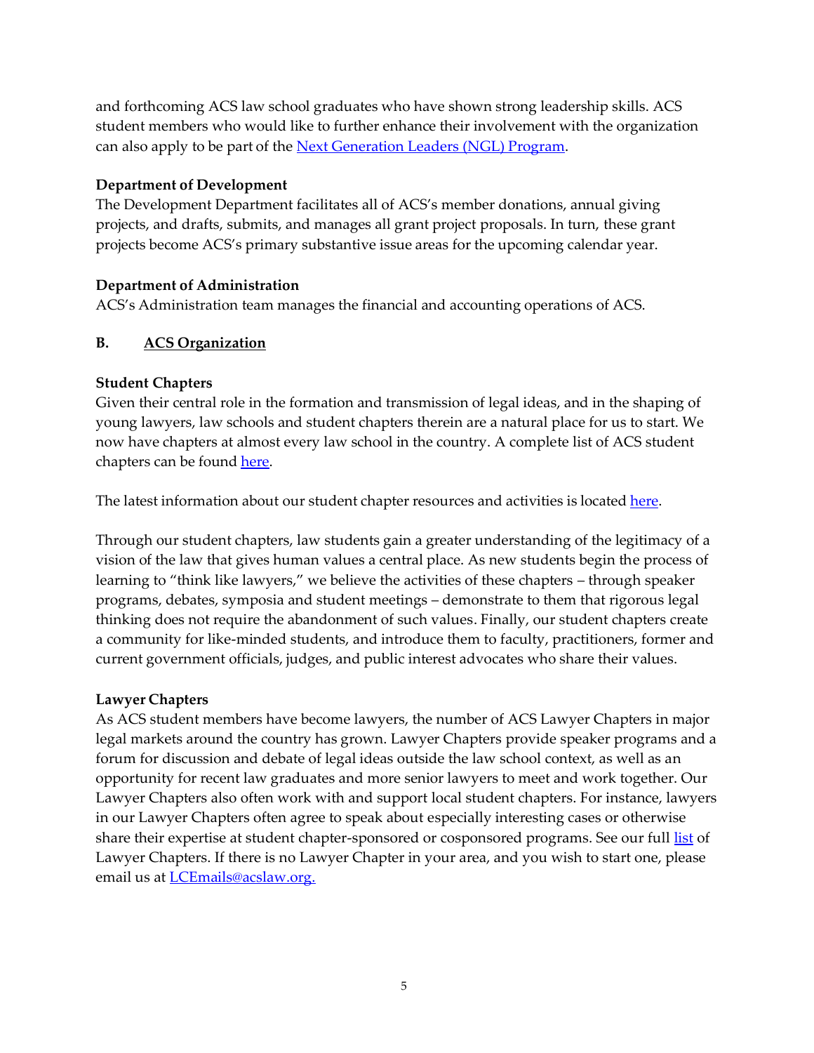and forthcoming ACS law school graduates who have shown strong leadership skills. ACS student members who would like to further enhance their involvement with the organization can also apply to be part of the Next Generation Leaders (NGL) Program.

**Department of Development**

The Development Department facilitates all of ACS's member donations, annual giving projects, and drafts, submits, and manages all grant project proposals. In turn, these grant projects become ACS's primary substantive issue areas for the upcoming calendar year.

**Department of Administration**

ACS's Administration team manages the financial and accounting operations of ACS.

## B. ACS Organization

**Student Chapters**

Given their central role in the formation and transmission of legal ideas, and in the shaping of young lawyers, law schools and student chapters therein are a natural place for us to start. We now have chapters at almost every law school in the country. A complete list of ACS student chapters can be found here.

The latest information about our student chapter resources and activities is located here.

Through our student chapters, law students gain a greater understanding of the legitimacy of a vision of the law that gives human values a central place. As new students begin the process of learning to "think like lawyers," we believe the activities of these chapters – through speaker programs, debates, symposia and student meetings – demonstrate to them that rigorous legal thinking does not require the abandonment of such values. Finally, our student chapters create a community for like-minded students, and introduce them to faculty, practitioners, former and current government officials, judges, and public interest advocates who share their values.

**Lawyer Chapters**

As ACS student members have become lawyers, the number of ACS Lawyer Chapters in major legal markets around the country has grown. Lawyer Chapters provide speaker programs and a forum for discussion and debate of legal ideas outside the law school context, as well as an opportunity for recent law graduates and more senior lawyers to meet and work together. Our Lawyer Chapters also often work with and support local student chapters. For instance, lawyers in our Lawyer Chapters often agree to speak about especially interesting cases or otherwise share their expertise at student chapter-sponsored or cosponsored programs. See our full list of Lawyer Chapters. If there is no Lawyer Chapter in your area, and you wish to start one, please email us at LCEmails@acslaw.org.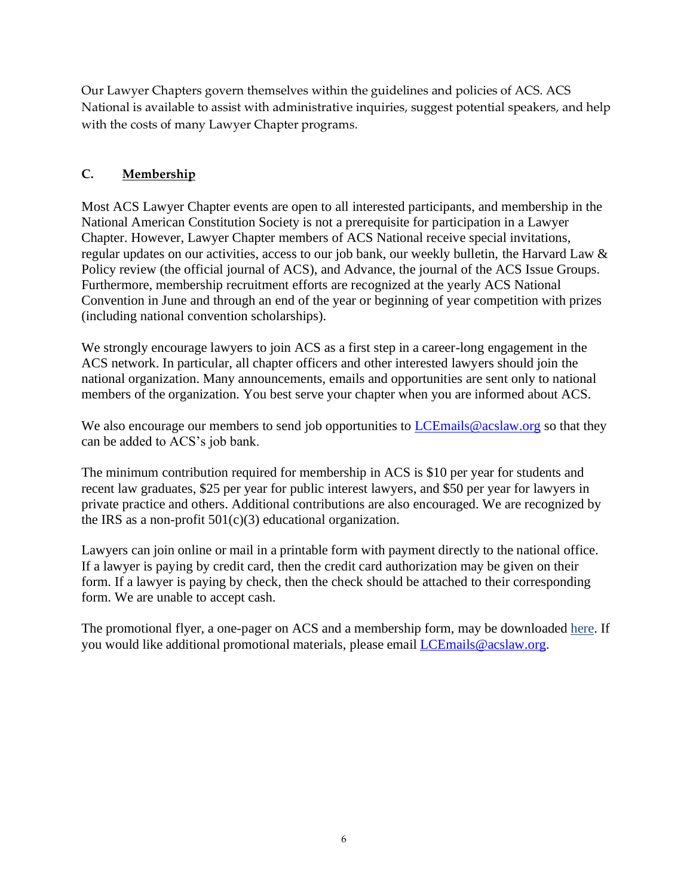Our Lawyer Chapters govern themselves within the guidelines and policies of ACS. ACS National is available to assist with administrative inquiries, suggest potential speakers, and help with the costs of many Lawyer Chapter programs.

### C. <u>Membership</u>

Most ACS Lawyer Chapter events are open to all interested participants, and membership in the National American Constitution Society is not a prerequisite for participation in a Lawyer Chapter. However, Lawyer Chapter members of ACS National receive special invitations, regular updates on our activities, access to our job bank, our weekly bulletin, the Harvard Law & Policy review (the official journal of ACS), and Advance, the journal of the ACS Issue Groups. Furthermore, membership recruitment efforts are recognized at the yearly ACS National Convention in June and through an end of the year or beginning of year competition with prizes (including national convention scholarships).

We strongly encourage lawyers to join ACS as a first step in a career-long engagement in the ACS network. In particular, all chapter officers and other interested lawyers should join the national organization. Many announcements, emails and opportunities are sent only to national members of the organization. You best serve your chapter when you are informed about ACS.

We also encourage our members to send job opportunities to [LCEmails@acslaw.org](mailto:LCEmails@acslaw.org) so that they can be added to ACS's job bank.

The minimum contribution required for membership in ACS is $10 per year for students and recent law graduates, $25 per year for public interest lawyers, and $50 per year for lawyers in private practice and others. Additional contributions are also encouraged. We are recognized by the IRS as a non-profit 501(c)(3) educational organization.

Lawyers can join online or mail in a printable form with payment directly to the national office. If a lawyer is paying by credit card, then the credit card authorization may be given on their form. If a lawyer is paying by check, then the check should be attached to their corresponding form. We are unable to accept cash.

The promotional flyer, a one-pager on ACS and a membership form, may be downloaded here. If you would like additional promotional materials, please email [LCEmails@acslaw.org](mailto:LCEmails@acslaw.org).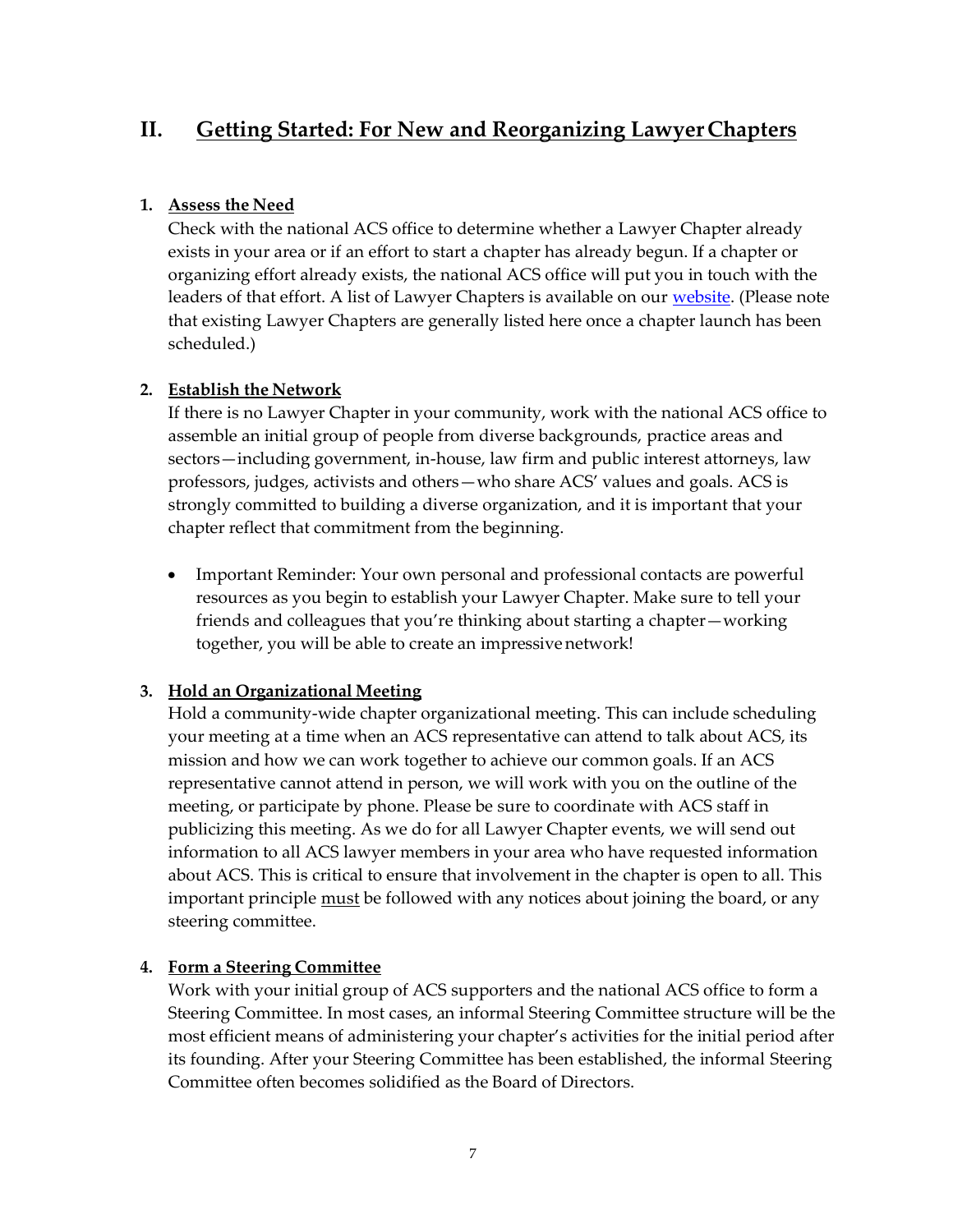## II. Getting Started: For New and Reorganizing Lawyer Chapters

1. **Assess the Need**
   Check with the national ACS office to determine whether a Lawyer Chapter already exists in your area or if an effort to start a chapter has already begun. If a chapter or organizing effort already exists, the national ACS office will put you in touch with the leaders of that effort. A list of Lawyer Chapters is available on our website. (Please note that existing Lawyer Chapters are generally listed here once a chapter launch has been scheduled.)

2. **Establish the Network**
   If there is no Lawyer Chapter in your community, work with the national ACS office to assemble an initial group of people from diverse backgrounds, practice areas and sectors—including government, in-house, law firm and public interest attorneys, law professors, judges, activists and others—who share ACS' values and goals. ACS is strongly committed to building a diverse organization, and it is important that your chapter reflect that commitment from the beginning.

   - Important Reminder: Your own personal and professional contacts are powerful resources as you begin to establish your Lawyer Chapter. Make sure to tell your friends and colleagues that you're thinking about starting a chapter—working together, you will be able to create an impressive network!

3. **Hold an Organizational Meeting**
   Hold a community-wide chapter organizational meeting. This can include scheduling your meeting at a time when an ACS representative can attend to talk about ACS, its mission and how we can work together to achieve our common goals. If an ACS representative cannot attend in person, we will work with you on the outline of the meeting, or participate by phone. Please be sure to coordinate with ACS staff in publicizing this meeting. As we do for all Lawyer Chapter events, we will send out information to all ACS lawyer members in your area who have requested information about ACS. This is critical to ensure that involvement in the chapter is open to all. This important principle must be followed with any notices about joining the board, or any steering committee.

4. **Form a Steering Committee**
   Work with your initial group of ACS supporters and the national ACS office to form a Steering Committee. In most cases, an informal Steering Committee structure will be the most efficient means of administering your chapter's activities for the initial period after its founding. After your Steering Committee has been established, the informal Steering Committee often becomes solidified as the Board of Directors.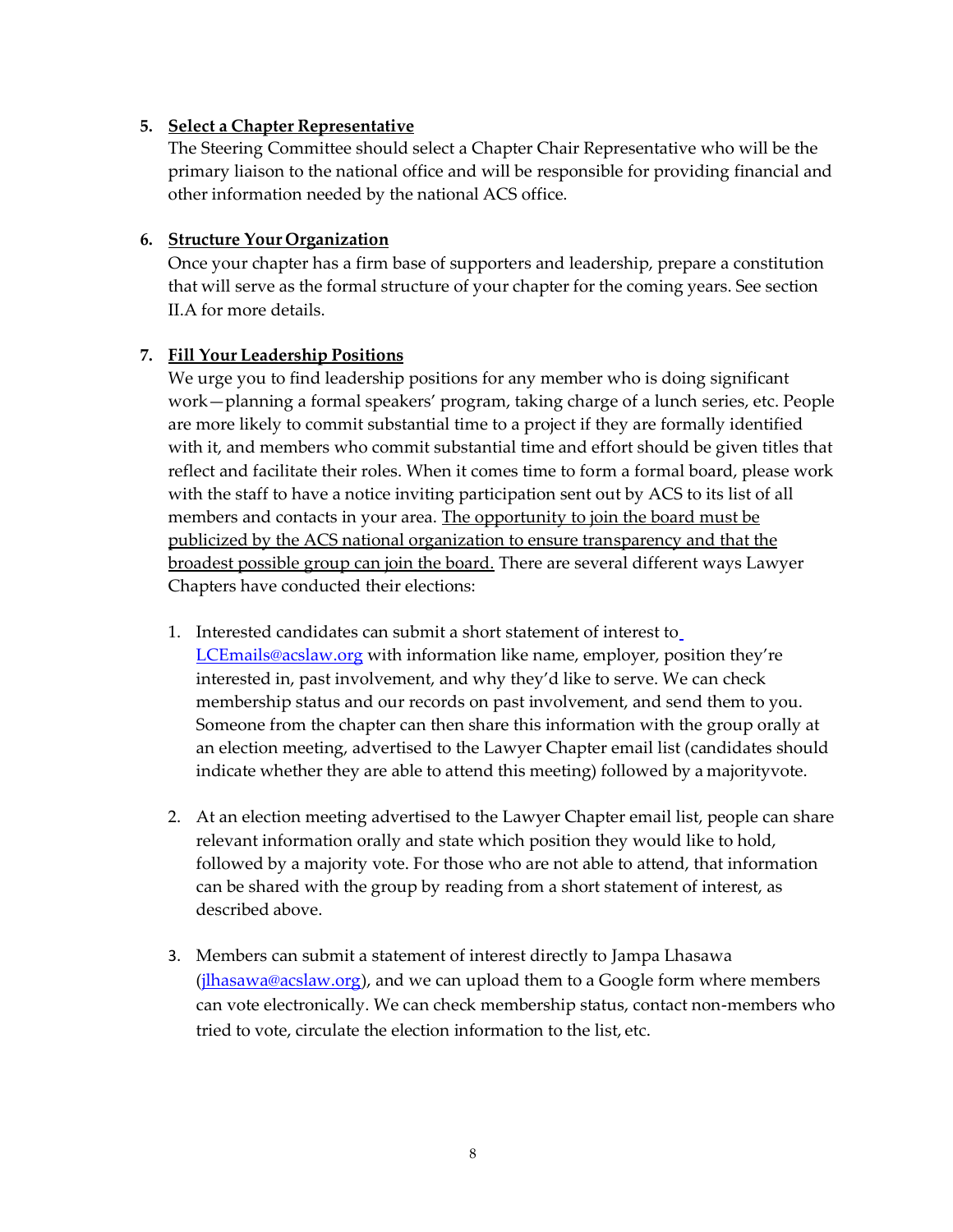5. **<u>Select a Chapter Representative</u>**
   The Steering Committee should select a Chapter Chair Representative who will be the primary liaison to the national office and will be responsible for providing financial and other information needed by the national ACS office.

6. **<u>Structure Your Organization</u>**
   Once your chapter has a firm base of supporters and leadership, prepare a constitution that will serve as the formal structure of your chapter for the coming years. See section II.A for more details.

7. **<u>Fill Your Leadership Positions</u>**
   We urge you to find leadership positions for any member who is doing significant work—planning a formal speakers' program, taking charge of a lunch series, etc. People are more likely to commit substantial time to a project if they are formally identified with it, and members who commit substantial time and effort should be given titles that reflect and facilitate their roles. When it comes time to form a formal board, please work with the staff to have a notice inviting participation sent out by ACS to its list of all members and contacts in your area. <u>The opportunity to join the board must be publicized by the ACS national organization to ensure transparency and that the broadest possible group can join the board.</u> There are several different ways Lawyer Chapters have conducted their elections:

   1. Interested candidates can submit a short statement of interest to LCEmails@acslaw.org with information like name, employer, position they're interested in, past involvement, and why they'd like to serve. We can check membership status and our records on past involvement, and send them to you. Someone from the chapter can then share this information with the group orally at an election meeting, advertised to the Lawyer Chapter email list (candidates should indicate whether they are able to attend this meeting) followed by a majority vote.

   2. At an election meeting advertised to the Lawyer Chapter email list, people can share relevant information orally and state which position they would like to hold, followed by a majority vote. For those who are not able to attend, that information can be shared with the group by reading from a short statement of interest, as described above.

   3. Members can submit a statement of interest directly to Jampa Lhasawa (jlhasawa@acslaw.org), and we can upload them to a Google form where members can vote electronically. We can check membership status, contact non-members who tried to vote, circulate the election information to the list, etc.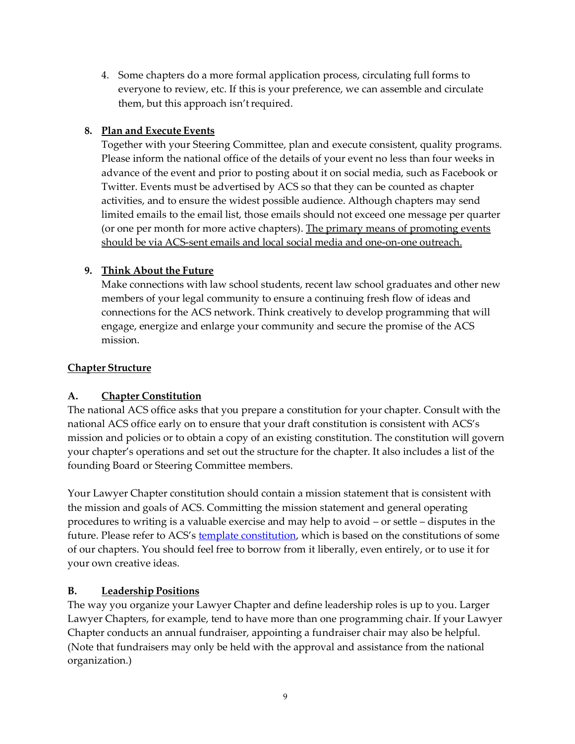4. Some chapters do a more formal application process, circulating full forms to everyone to review, etc. If this is your preference, we can assemble and circulate them, but this approach isn't required.

**8. <u>Plan and Execute Events</u>**

Together with your Steering Committee, plan and execute consistent, quality programs. Please inform the national office of the details of your event no less than four weeks in advance of the event and prior to posting about it on social media, such as Facebook or Twitter. Events must be advertised by ACS so that they can be counted as chapter activities, and to ensure the widest possible audience. Although chapters may send limited emails to the email list, those emails should not exceed one message per quarter (or one per month for more active chapters). <u>The primary means of promoting events should be via ACS-sent emails and local social media and one-on-one outreach.</u>

**9. <u>Think About the Future</u>**

Make connections with law school students, recent law school graduates and other new members of your legal community to ensure a continuing fresh flow of ideas and connections for the ACS network. Think creatively to develop programming that will engage, energize and enlarge your community and secure the promise of the ACS mission.

## <u>Chapter Structure</u>

### A. <u>Chapter Constitution</u>

The national ACS office asks that you prepare a constitution for your chapter. Consult with the national ACS office early on to ensure that your draft constitution is consistent with ACS's mission and policies or to obtain a copy of an existing constitution. The constitution will govern your chapter's operations and set out the structure for the chapter. It also includes a list of the founding Board or Steering Committee members.

Your Lawyer Chapter constitution should contain a mission statement that is consistent with the mission and goals of ACS. Committing the mission statement and general operating procedures to writing is a valuable exercise and may help to avoid – or settle – disputes in the future. Please refer to ACS's template constitution, which is based on the constitutions of some of our chapters. You should feel free to borrow from it liberally, even entirely, or to use it for your own creative ideas.

### B. <u>Leadership Positions</u>

The way you organize your Lawyer Chapter and define leadership roles is up to you. Larger Lawyer Chapters, for example, tend to have more than one programming chair. If your Lawyer Chapter conducts an annual fundraiser, appointing a fundraiser chair may also be helpful. (Note that fundraisers may only be held with the approval and assistance from the national organization.)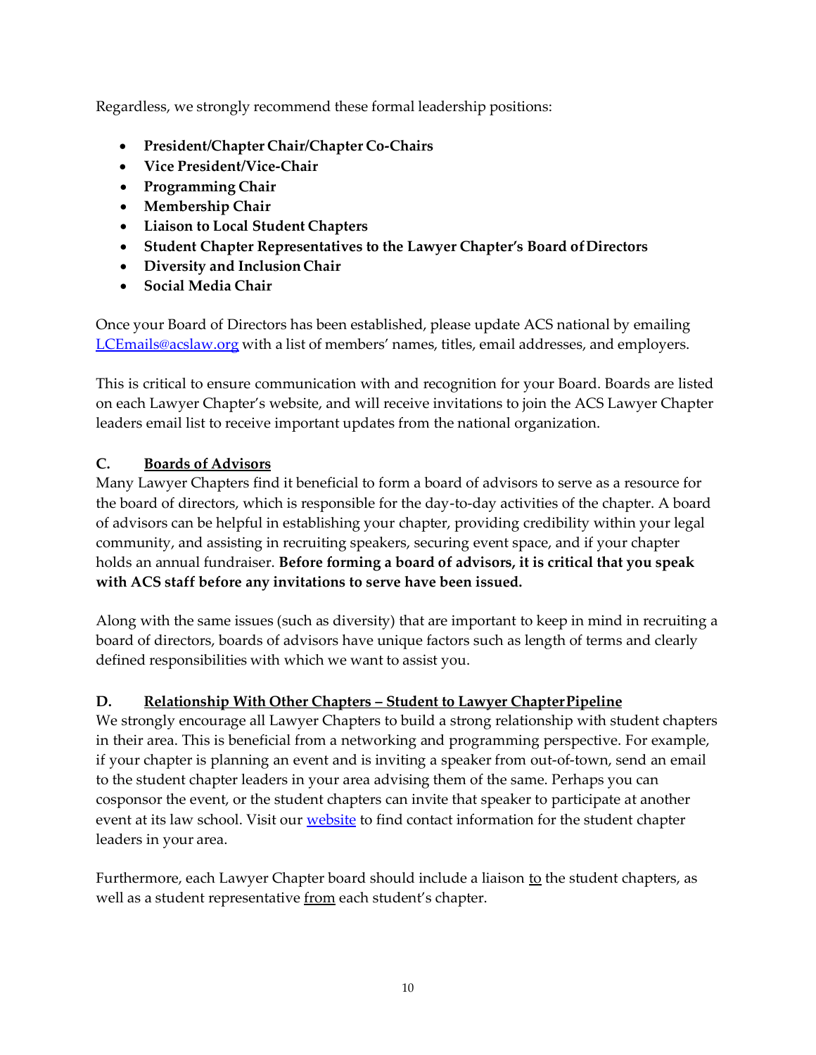Regardless, we strongly recommend these formal leadership positions:

- **President/Chapter Chair/Chapter Co-Chairs**
- **Vice President/Vice-Chair**
- **Programming Chair**
- **Membership Chair**
- **Liaison to Local Student Chapters**
- **Student Chapter Representatives to the Lawyer Chapter's Board of Directors**
- **Diversity and Inclusion Chair**
- **Social Media Chair**

Once your Board of Directors has been established, please update ACS national by emailing [LCEmails@acslaw.org](mailto:LCEmails@acslaw.org) with a list of members' names, titles, email addresses, and employers.

This is critical to ensure communication with and recognition for your Board. Boards are listed on each Lawyer Chapter's website, and will receive invitations to join the ACS Lawyer Chapter leaders email list to receive important updates from the national organization.

### C. Boards of Advisors

Many Lawyer Chapters find it beneficial to form a board of advisors to serve as a resource for the board of directors, which is responsible for the day-to-day activities of the chapter. A board of advisors can be helpful in establishing your chapter, providing credibility within your legal community, and assisting in recruiting speakers, securing event space, and if your chapter holds an annual fundraiser. **Before forming a board of advisors, it is critical that you speak with ACS staff before any invitations to serve have been issued.**

Along with the same issues (such as diversity) that are important to keep in mind in recruiting a board of directors, boards of advisors have unique factors such as length of terms and clearly defined responsibilities with which we want to assist you.

### D. Relationship With Other Chapters – Student to Lawyer Chapter Pipeline

We strongly encourage all Lawyer Chapters to build a strong relationship with student chapters in their area. This is beneficial from a networking and programming perspective. For example, if your chapter is planning an event and is inviting a speaker from out-of-town, send an email to the student chapter leaders in your area advising them of the same. Perhaps you can cosponsor the event, or the student chapters can invite that speaker to participate at another event at its law school. Visit our website to find contact information for the student chapter leaders in your area.

Furthermore, each Lawyer Chapter board should include a liaison to the student chapters, as well as a student representative from each student's chapter.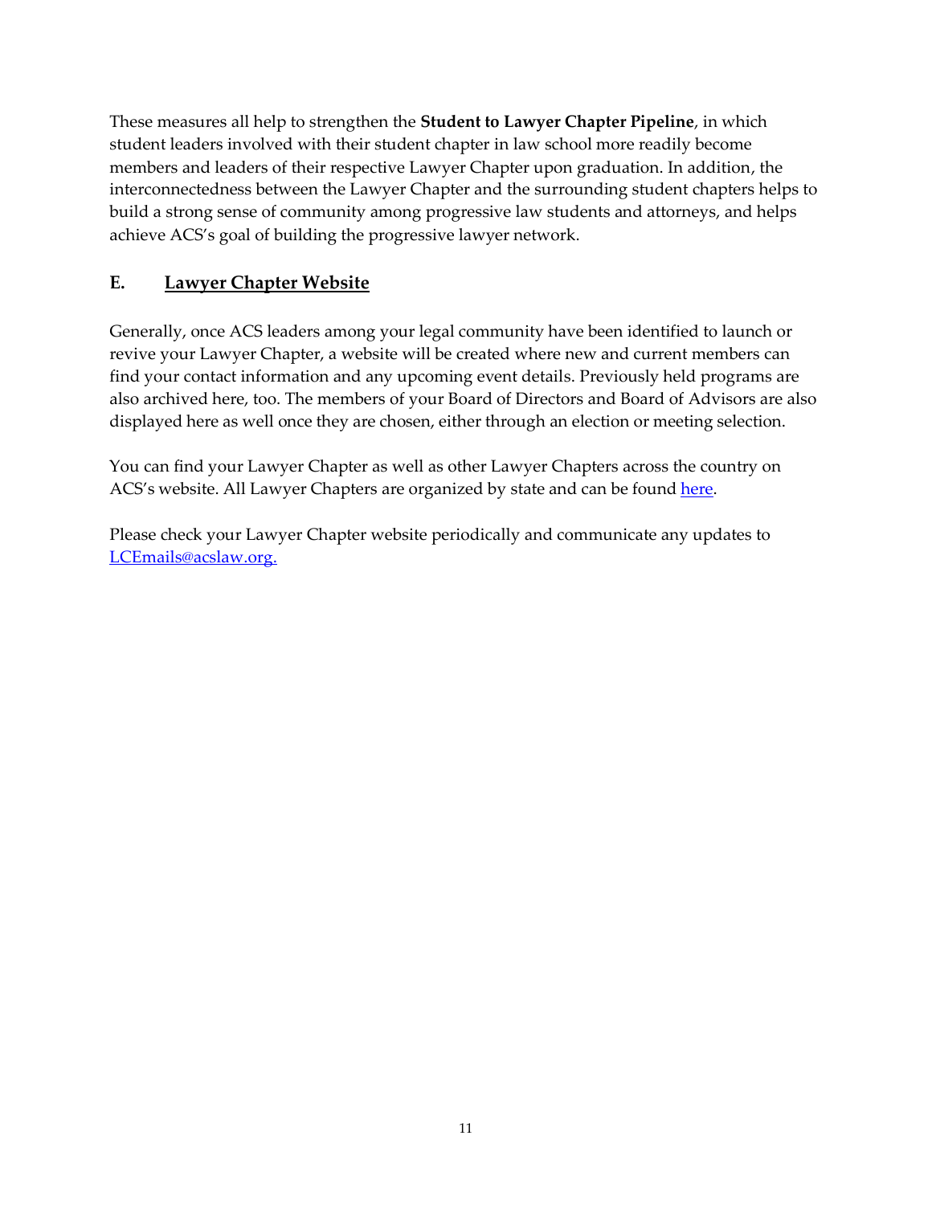These measures all help to strengthen the **Student to Lawyer Chapter Pipeline**, in which student leaders involved with their student chapter in law school more readily become members and leaders of their respective Lawyer Chapter upon graduation. In addition, the interconnectedness between the Lawyer Chapter and the surrounding student chapters helps to build a strong sense of community among progressive law students and attorneys, and helps achieve ACS's goal of building the progressive lawyer network.

## E. Lawyer Chapter Website

Generally, once ACS leaders among your legal community have been identified to launch or revive your Lawyer Chapter, a website will be created where new and current members can find your contact information and any upcoming event details. Previously held programs are also archived here, too. The members of your Board of Directors and Board of Advisors are also displayed here as well once they are chosen, either through an election or meeting selection.

You can find your Lawyer Chapter as well as other Lawyer Chapters across the country on ACS's website. All Lawyer Chapters are organized by state and can be found here.

Please check your Lawyer Chapter website periodically and communicate any updates to LCEmails@acslaw.org.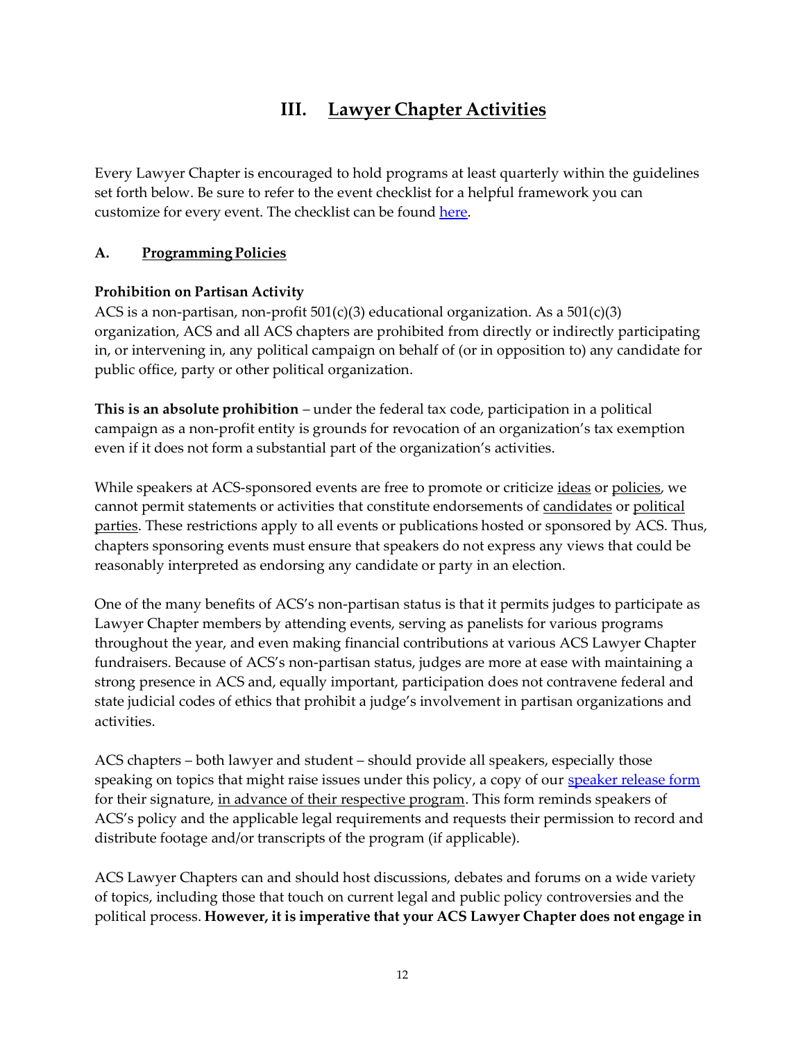## III. Lawyer Chapter Activities

Every Lawyer Chapter is encouraged to hold programs at least quarterly within the guidelines set forth below. Be sure to refer to the event checklist for a helpful framework you can customize for every event. The checklist can be found [here](#).

### A. Programming Policies

**Prohibition on Partisan Activity**

ACS is a non-partisan, non-profit 501(c)(3) educational organization. As a 501(c)(3) organization, ACS and all ACS chapters are prohibited from directly or indirectly participating in, or intervening in, any political campaign on behalf of (or in opposition to) any candidate for public office, party or other political organization.

**This is an absolute prohibition** – under the federal tax code, participation in a political campaign as a non-profit entity is grounds for revocation of an organization's tax exemption even if it does not form a substantial part of the organization's activities.

While speakers at ACS-sponsored events are free to promote or criticize <u>ideas</u> or <u>policies</u>, we cannot permit statements or activities that constitute endorsements of <u>candidates</u> or <u>political parties</u>. These restrictions apply to all events or publications hosted or sponsored by ACS. Thus, chapters sponsoring events must ensure that speakers do not express any views that could be reasonably interpreted as endorsing any candidate or party in an election.

One of the many benefits of ACS's non-partisan status is that it permits judges to participate as Lawyer Chapter members by attending events, serving as panelists for various programs throughout the year, and even making financial contributions at various ACS Lawyer Chapter fundraisers. Because of ACS's non-partisan status, judges are more at ease with maintaining a strong presence in ACS and, equally important, participation does not contravene federal and state judicial codes of ethics that prohibit a judge's involvement in partisan organizations and activities.

ACS chapters – both lawyer and student – should provide all speakers, especially those speaking on topics that might raise issues under this policy, a copy of our [speaker release form](#) for their signature, <u>in advance of their respective program</u>. This form reminds speakers of ACS's policy and the applicable legal requirements and requests their permission to record and distribute footage and/or transcripts of the program (if applicable).

ACS Lawyer Chapters can and should host discussions, debates and forums on a wide variety of topics, including those that touch on current legal and public policy controversies and the political process. **However, it is imperative that your ACS Lawyer Chapter does not engage in**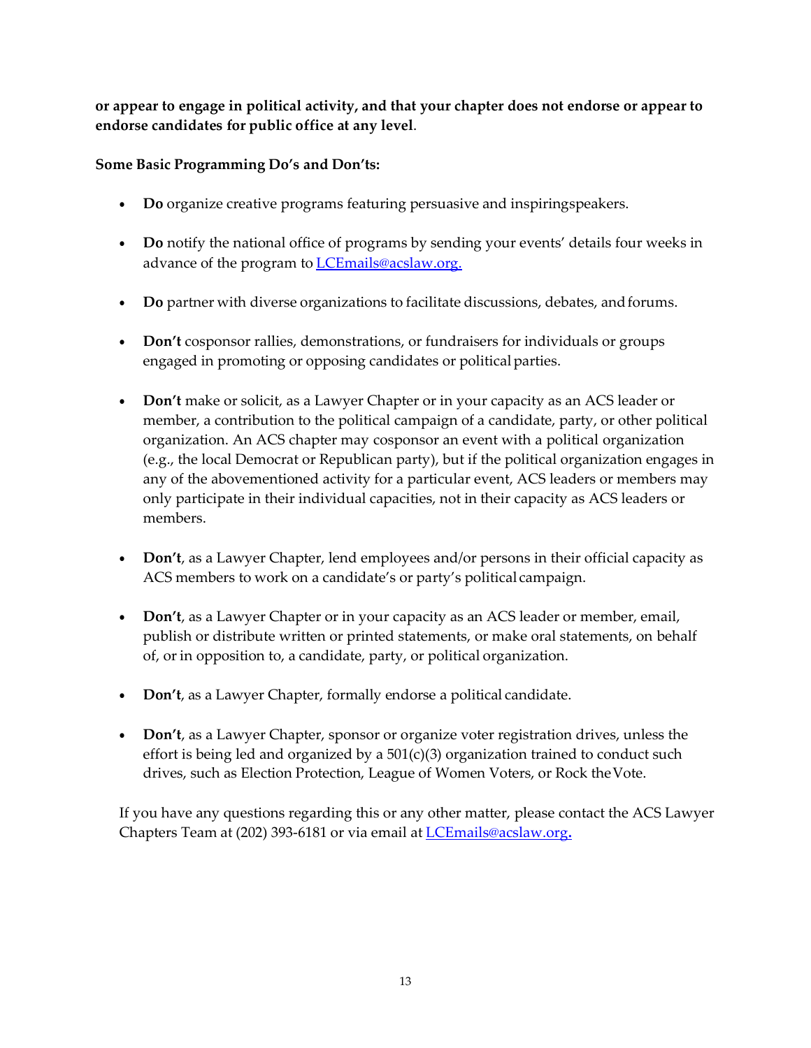**or appear to engage in political activity, and that your chapter does not endorse or appear to endorse candidates for public office at any level**.

**Some Basic Programming Do's and Don'ts:**

- **Do** organize creative programs featuring persuasive and inspiringspeakers.
- **Do** notify the national office of programs by sending your events' details four weeks in advance of the program to LCEmails@acslaw.org.
- **Do** partner with diverse organizations to facilitate discussions, debates, and forums.
- **Don't** cosponsor rallies, demonstrations, or fundraisers for individuals or groups engaged in promoting or opposing candidates or political parties.
- **Don't** make or solicit, as a Lawyer Chapter or in your capacity as an ACS leader or member, a contribution to the political campaign of a candidate, party, or other political organization. An ACS chapter may cosponsor an event with a political organization (e.g., the local Democrat or Republican party), but if the political organization engages in any of the abovementioned activity for a particular event, ACS leaders or members may only participate in their individual capacities, not in their capacity as ACS leaders or members.
- **Don't**, as a Lawyer Chapter, lend employees and/or persons in their official capacity as ACS members to work on a candidate's or party's political campaign.
- **Don't**, as a Lawyer Chapter or in your capacity as an ACS leader or member, email, publish or distribute written or printed statements, or make oral statements, on behalf of, or in opposition to, a candidate, party, or political organization.
- **Don't**, as a Lawyer Chapter, formally endorse a political candidate.
- **Don't**, as a Lawyer Chapter, sponsor or organize voter registration drives, unless the effort is being led and organized by a 501(c)(3) organization trained to conduct such drives, such as Election Protection, League of Women Voters, or Rock the Vote.

If you have any questions regarding this or any other matter, please contact the ACS Lawyer Chapters Team at (202) 393-6181 or via email at LCEmails@acslaw.org**.**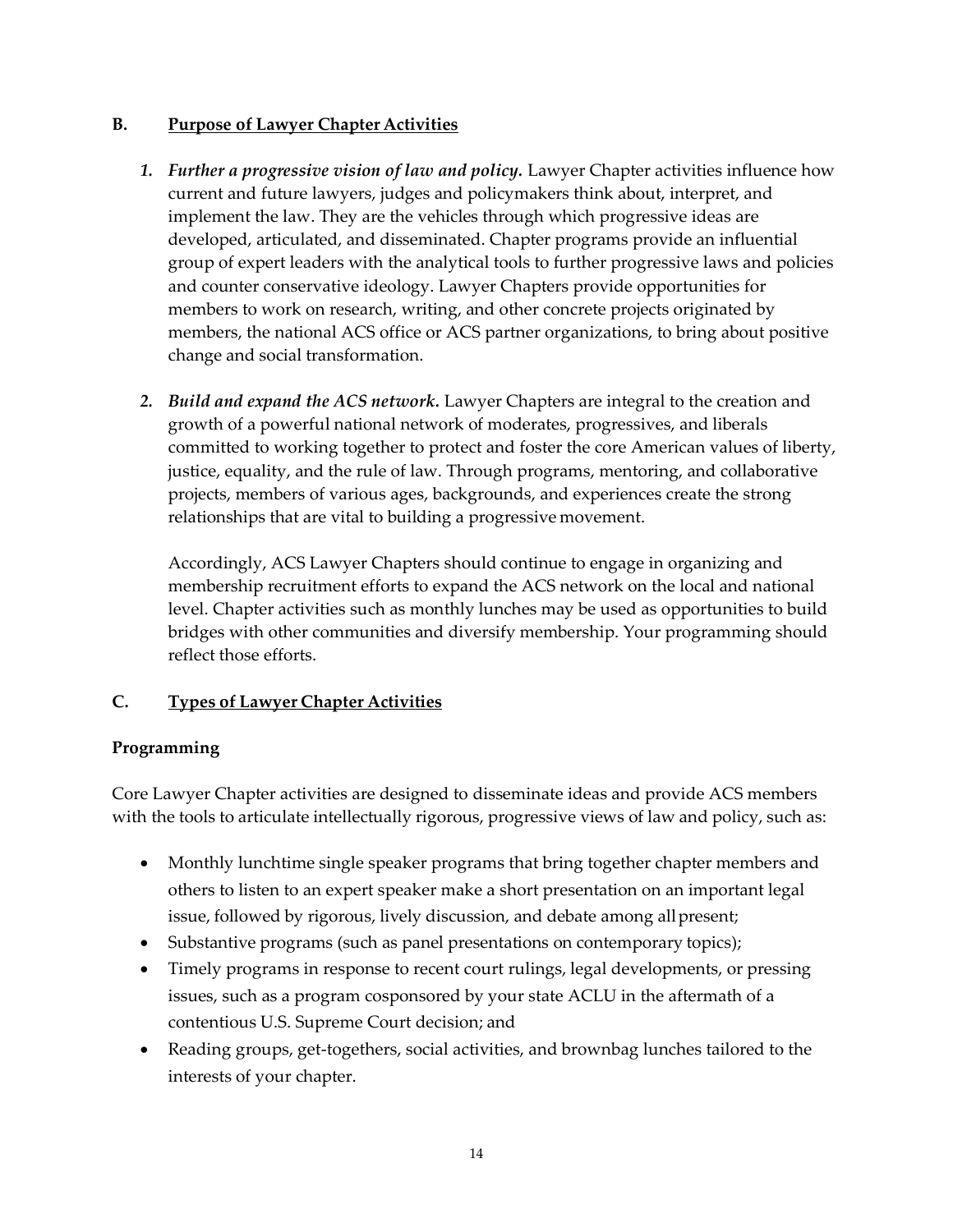## B. Purpose of Lawyer Chapter Activities

1. ***Further a progressive vision of law and policy.*** Lawyer Chapter activities influence how current and future lawyers, judges and policymakers think about, interpret, and implement the law. They are the vehicles through which progressive ideas are developed, articulated, and disseminated. Chapter programs provide an influential group of expert leaders with the analytical tools to further progressive laws and policies and counter conservative ideology. Lawyer Chapters provide opportunities for members to work on research, writing, and other concrete projects originated by members, the national ACS office or ACS partner organizations, to bring about positive change and social transformation.

2. ***Build and expand the ACS network.*** Lawyer Chapters are integral to the creation and growth of a powerful national network of moderates, progressives, and liberals committed to working together to protect and foster the core American values of liberty, justice, equality, and the rule of law. Through programs, mentoring, and collaborative projects, members of various ages, backgrounds, and experiences create the strong relationships that are vital to building a progressive movement.

   Accordingly, ACS Lawyer Chapters should continue to engage in organizing and membership recruitment efforts to expand the ACS network on the local and national level. Chapter activities such as monthly lunches may be used as opportunities to build bridges with other communities and diversify membership. Your programming should reflect those efforts.

## C. Types of Lawyer Chapter Activities

### Programming

Core Lawyer Chapter activities are designed to disseminate ideas and provide ACS members with the tools to articulate intellectually rigorous, progressive views of law and policy, such as:

- Monthly lunchtime single speaker programs that bring together chapter members and others to listen to an expert speaker make a short presentation on an important legal issue, followed by rigorous, lively discussion, and debate among all present;
- Substantive programs (such as panel presentations on contemporary topics);
- Timely programs in response to recent court rulings, legal developments, or pressing issues, such as a program cosponsored by your state ACLU in the aftermath of a contentious U.S. Supreme Court decision; and
- Reading groups, get-togethers, social activities, and brownbag lunches tailored to the interests of your chapter.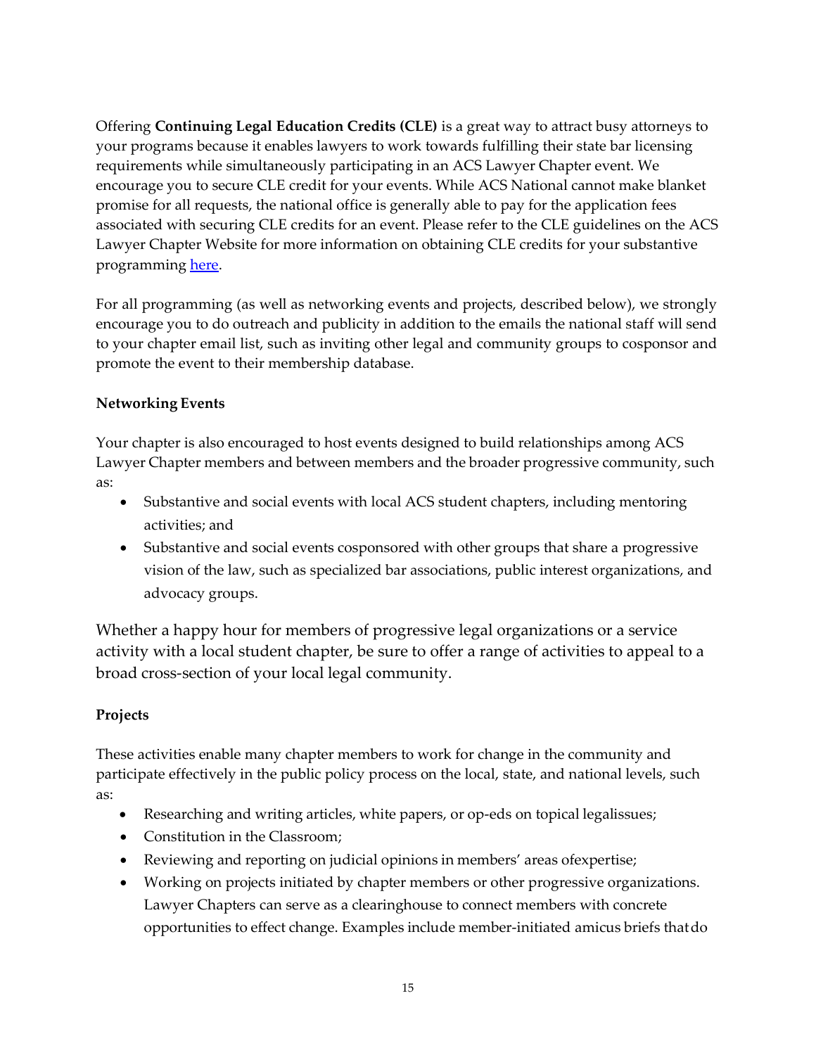Offering **Continuing Legal Education Credits (CLE)** is a great way to attract busy attorneys to your programs because it enables lawyers to work towards fulfilling their state bar licensing requirements while simultaneously participating in an ACS Lawyer Chapter event. We encourage you to secure CLE credit for your events. While ACS National cannot make blanket promise for all requests, the national office is generally able to pay for the application fees associated with securing CLE credits for an event. Please refer to the CLE guidelines on the ACS Lawyer Chapter Website for more information on obtaining CLE credits for your substantive programming [here](#).

For all programming (as well as networking events and projects, described below), we strongly encourage you to do outreach and publicity in addition to the emails the national staff will send to your chapter email list, such as inviting other legal and community groups to cosponsor and promote the event to their membership database.

**Networking Events**

Your chapter is also encouraged to host events designed to build relationships among ACS Lawyer Chapter members and between members and the broader progressive community, such as:

- Substantive and social events with local ACS student chapters, including mentoring activities; and
- Substantive and social events cosponsored with other groups that share a progressive vision of the law, such as specialized bar associations, public interest organizations, and advocacy groups.

Whether a happy hour for members of progressive legal organizations or a service activity with a local student chapter, be sure to offer a range of activities to appeal to a broad cross-section of your local legal community.

**Projects**

These activities enable many chapter members to work for change in the community and participate effectively in the public policy process on the local, state, and national levels, such as:

- Researching and writing articles, white papers, or op-eds on topical legal issues;
- Constitution in the Classroom;
- Reviewing and reporting on judicial opinions in members' areas of expertise;
- Working on projects initiated by chapter members or other progressive organizations. Lawyer Chapters can serve as a clearinghouse to connect members with concrete opportunities to effect change. Examples include member-initiated amicus briefs that do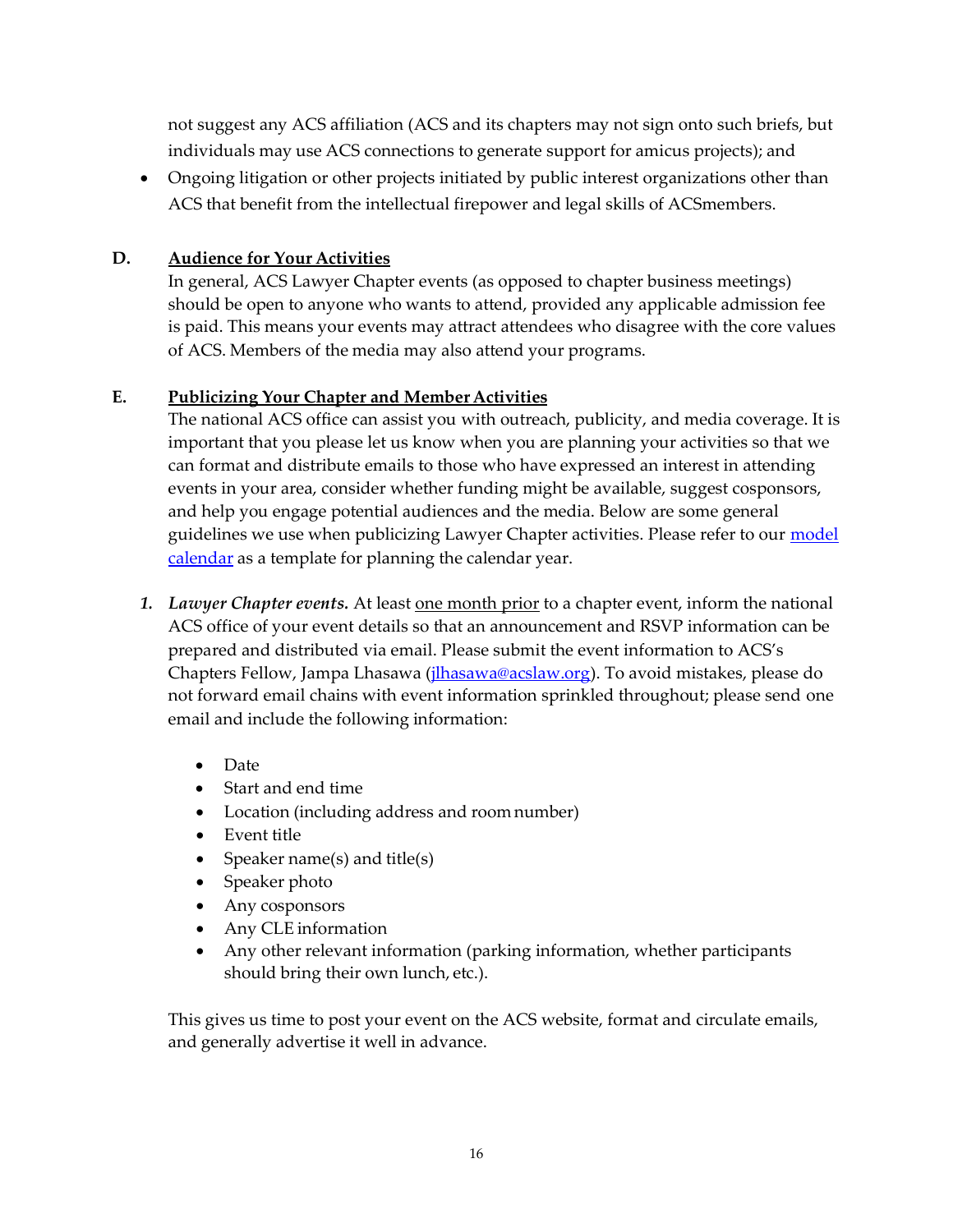not suggest any ACS affiliation (ACS and its chapters may not sign onto such briefs, but individuals may use ACS connections to generate support for amicus projects); and

- Ongoing litigation or other projects initiated by public interest organizations other than ACS that benefit from the intellectual firepower and legal skills of ACSmembers.

### D. Audience for Your Activities

In general, ACS Lawyer Chapter events (as opposed to chapter business meetings) should be open to anyone who wants to attend, provided any applicable admission fee is paid. This means your events may attract attendees who disagree with the core values of ACS. Members of the media may also attend your programs.

### E. Publicizing Your Chapter and Member Activities

The national ACS office can assist you with outreach, publicity, and media coverage. It is important that you please let us know when you are planning your activities so that we can format and distribute emails to those who have expressed an interest in attending events in your area, consider whether funding might be available, suggest cosponsors, and help you engage potential audiences and the media. Below are some general guidelines we use when publicizing Lawyer Chapter activities. Please refer to our model calendar as a template for planning the calendar year.

1. ***Lawyer Chapter events.*** At least one month prior to a chapter event, inform the national ACS office of your event details so that an announcement and RSVP information can be prepared and distributed via email. Please submit the event information to ACS's Chapters Fellow, Jampa Lhasawa (jlhasawa@acslaw.org). To avoid mistakes, please do not forward email chains with event information sprinkled throughout; please send one email and include the following information:

   - Date
   - Start and end time
   - Location (including address and room number)
   - Event title
   - Speaker name(s) and title(s)
   - Speaker photo
   - Any cosponsors
   - Any CLE information
   - Any other relevant information (parking information, whether participants should bring their own lunch, etc.).

   This gives us time to post your event on the ACS website, format and circulate emails, and generally advertise it well in advance.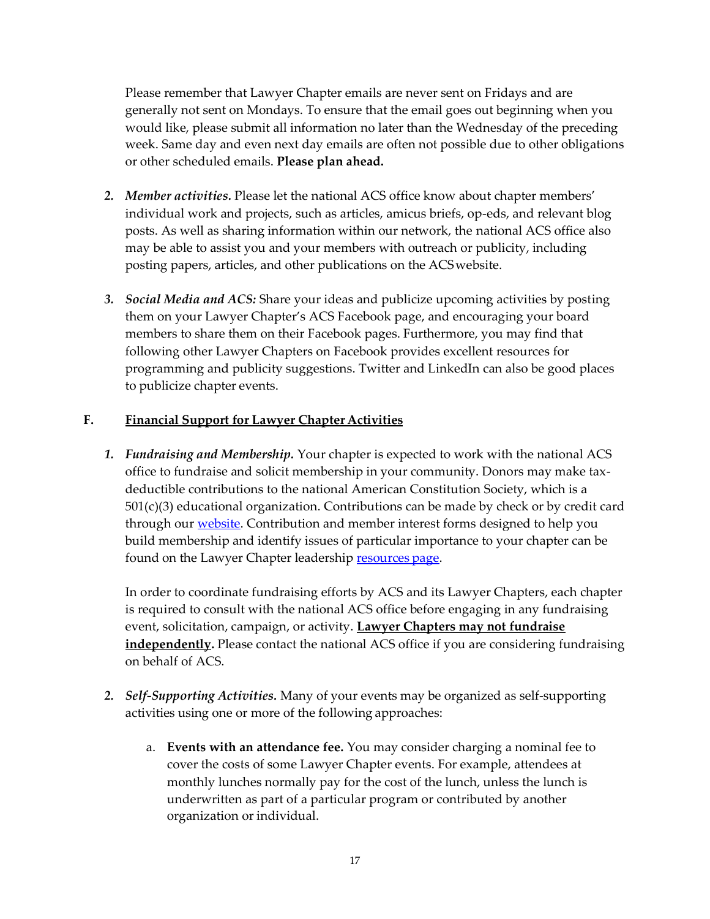Please remember that Lawyer Chapter emails are never sent on Fridays and are generally not sent on Mondays. To ensure that the email goes out beginning when you would like, please submit all information no later than the Wednesday of the preceding week. Same day and even next day emails are often not possible due to other obligations or other scheduled emails. **Please plan ahead.**

2. ***Member activities.*** Please let the national ACS office know about chapter members' individual work and projects, such as articles, amicus briefs, op-eds, and relevant blog posts. As well as sharing information within our network, the national ACS office also may be able to assist you and your members with outreach or publicity, including posting papers, articles, and other publications on the ACS website.

3. ***Social Media and ACS:*** Share your ideas and publicize upcoming activities by posting them on your Lawyer Chapter's ACS Facebook page, and encouraging your board members to share them on their Facebook pages. Furthermore, you may find that following other Lawyer Chapters on Facebook provides excellent resources for programming and publicity suggestions. Twitter and LinkedIn can also be good places to publicize chapter events.

## F. Financial Support for Lawyer Chapter Activities

1. ***Fundraising and Membership.*** Your chapter is expected to work with the national ACS office to fundraise and solicit membership in your community. Donors may make tax-deductible contributions to the national American Constitution Society, which is a 501(c)(3) educational organization. Contributions can be made by check or by credit card through our website. Contribution and member interest forms designed to help you build membership and identify issues of particular importance to your chapter can be found on the Lawyer Chapter leadership resources page.

   In order to coordinate fundraising efforts by ACS and its Lawyer Chapters, each chapter is required to consult with the national ACS office before engaging in any fundraising event, solicitation, campaign, or activity. **Lawyer Chapters may not fundraise independently.** Please contact the national ACS office if you are considering fundraising on behalf of ACS.

2. ***Self-Supporting Activities.*** Many of your events may be organized as self-supporting activities using one or more of the following approaches:

   a. **Events with an attendance fee.** You may consider charging a nominal fee to cover the costs of some Lawyer Chapter events. For example, attendees at monthly lunches normally pay for the cost of the lunch, unless the lunch is underwritten as part of a particular program or contributed by another organization or individual.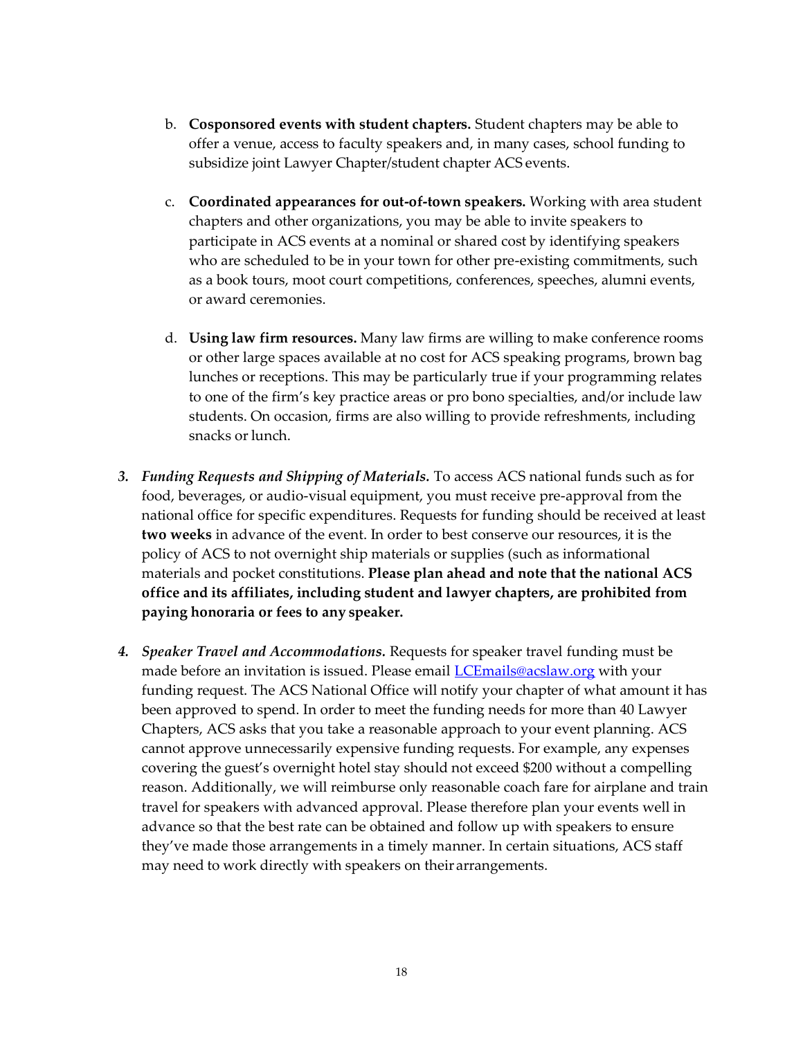b. **Cosponsored events with student chapters.** Student chapters may be able to offer a venue, access to faculty speakers and, in many cases, school funding to subsidize joint Lawyer Chapter/student chapter ACS events.

c. **Coordinated appearances for out-of-town speakers.** Working with area student chapters and other organizations, you may be able to invite speakers to participate in ACS events at a nominal or shared cost by identifying speakers who are scheduled to be in your town for other pre-existing commitments, such as a book tours, moot court competitions, conferences, speeches, alumni events, or award ceremonies.

d. **Using law firm resources.** Many law firms are willing to make conference rooms or other large spaces available at no cost for ACS speaking programs, brown bag lunches or receptions. This may be particularly true if your programming relates to one of the firm's key practice areas or pro bono specialties, and/or include law students. On occasion, firms are also willing to provide refreshments, including snacks or lunch.

3. ***Funding Requests and Shipping of Materials.*** To access ACS national funds such as for food, beverages, or audio-visual equipment, you must receive pre-approval from the national office for specific expenditures. Requests for funding should be received at least **two weeks** in advance of the event. In order to best conserve our resources, it is the policy of ACS to not overnight ship materials or supplies (such as informational materials and pocket constitutions. **Please plan ahead and note that the national ACS office and its affiliates, including student and lawyer chapters, are prohibited from paying honoraria or fees to any speaker.**

4. ***Speaker Travel and Accommodations.*** Requests for speaker travel funding must be made before an invitation is issued. Please email [LCEmails@acslaw.org](mailto:LCEmails@acslaw.org) with your funding request. The ACS National Office will notify your chapter of what amount it has been approved to spend. In order to meet the funding needs for more than 40 Lawyer Chapters, ACS asks that you take a reasonable approach to your event planning. ACS cannot approve unnecessarily expensive funding requests. For example, any expenses covering the guest's overnight hotel stay should not exceed $200 without a compelling reason. Additionally, we will reimburse only reasonable coach fare for airplane and train travel for speakers with advanced approval. Please therefore plan your events well in advance so that the best rate can be obtained and follow up with speakers to ensure they've made those arrangements in a timely manner. In certain situations, ACS staff may need to work directly with speakers on their arrangements.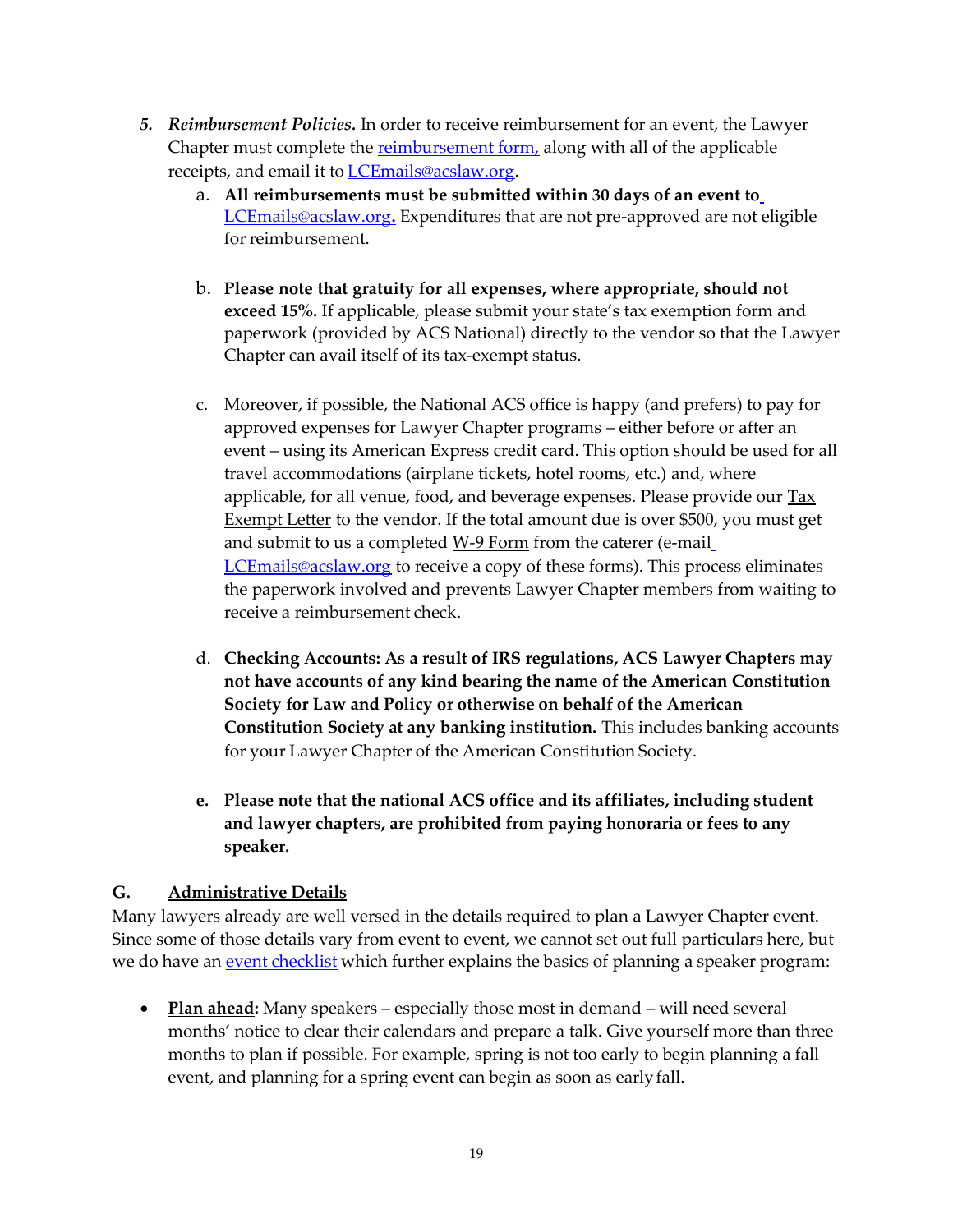5. ***Reimbursement Policies.*** In order to receive reimbursement for an event, the Lawyer Chapter must complete the reimbursement form, along with all of the applicable receipts, and email it to LCEmails@acslaw.org.
    a. **All reimbursements must be submitted within 30 days of an event to LCEmails@acslaw.org.** Expenditures that are not pre-approved are not eligible for reimbursement.

    b. **Please note that gratuity for all expenses, where appropriate, should not exceed 15%.** If applicable, please submit your state's tax exemption form and paperwork (provided by ACS National) directly to the vendor so that the Lawyer Chapter can avail itself of its tax-exempt status.

    c. Moreover, if possible, the National ACS office is happy (and prefers) to pay for approved expenses for Lawyer Chapter programs – either before or after an event – using its American Express credit card. This option should be used for all travel accommodations (airplane tickets, hotel rooms, etc.) and, where applicable, for all venue, food, and beverage expenses. Please provide our Tax Exempt Letter to the vendor. If the total amount due is over $500, you must get and submit to us a completed W-9 Form from the caterer (e-mail LCEmails@acslaw.org to receive a copy of these forms). This process eliminates the paperwork involved and prevents Lawyer Chapter members from waiting to receive a reimbursement check.

    d. **Checking Accounts: As a result of IRS regulations, ACS Lawyer Chapters may not have accounts of any kind bearing the name of the American Constitution Society for Law and Policy or otherwise on behalf of the American Constitution Society at any banking institution.** This includes banking accounts for your Lawyer Chapter of the American Constitution Society.

    e. **Please note that the national ACS office and its affiliates, including student and lawyer chapters, are prohibited from paying honoraria or fees to any speaker.**

## G. Administrative Details

Many lawyers already are well versed in the details required to plan a Lawyer Chapter event. Since some of those details vary from event to event, we cannot set out full particulars here, but we do have an event checklist which further explains the basics of planning a speaker program:

- **Plan ahead:** Many speakers – especially those most in demand – will need several months' notice to clear their calendars and prepare a talk. Give yourself more than three months to plan if possible. For example, spring is not too early to begin planning a fall event, and planning for a spring event can begin as soon as early fall.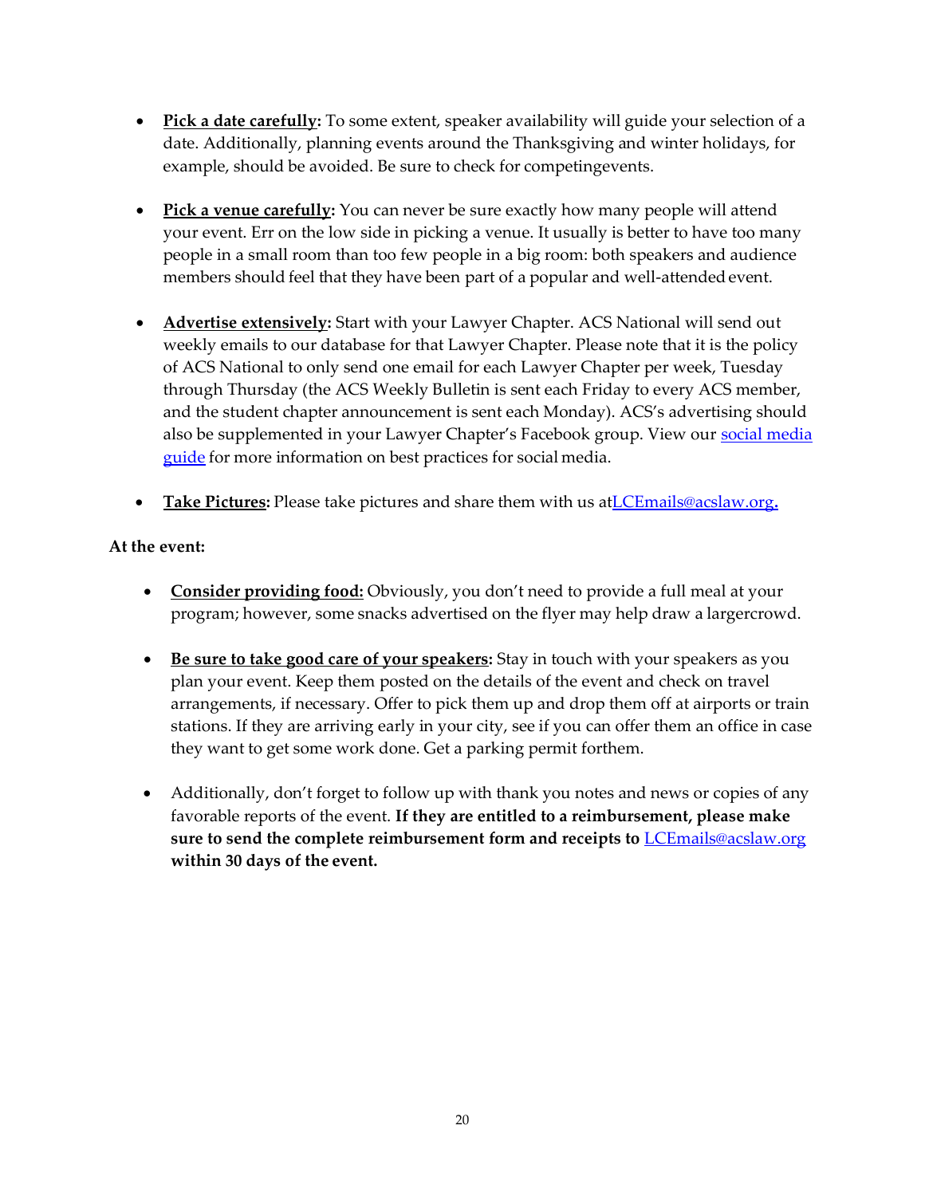- **Pick a date carefully:** To some extent, speaker availability will guide your selection of a date. Additionally, planning events around the Thanksgiving and winter holidays, for example, should be avoided. Be sure to check for competingevents.

- **Pick a venue carefully:** You can never be sure exactly how many people will attend your event. Err on the low side in picking a venue. It usually is better to have too many people in a small room than too few people in a big room: both speakers and audience members should feel that they have been part of a popular and well-attended event.

- **Advertise extensively:** Start with your Lawyer Chapter. ACS National will send out weekly emails to our database for that Lawyer Chapter. Please note that it is the policy of ACS National to only send one email for each Lawyer Chapter per week, Tuesday through Thursday (the ACS Weekly Bulletin is sent each Friday to every ACS member, and the student chapter announcement is sent each Monday). ACS's advertising should also be supplemented in your Lawyer Chapter's Facebook group. View our [social media guide]() for more information on best practices for social media.

- **Take Pictures:** Please take pictures and share them with us atLCEmails@acslaw.org.

**At the event:**

- **Consider providing food:** Obviously, you don't need to provide a full meal at your program; however, some snacks advertised on the flyer may help draw a largercrowd.

- **Be sure to take good care of your speakers:** Stay in touch with your speakers as you plan your event. Keep them posted on the details of the event and check on travel arrangements, if necessary. Offer to pick them up and drop them off at airports or train stations. If they are arriving early in your city, see if you can offer them an office in case they want to get some work done. Get a parking permit forthem.

- Additionally, don't forget to follow up with thank you notes and news or copies of any favorable reports of the event. **If they are entitled to a reimbursement, please make sure to send the complete reimbursement form and receipts to** LCEmails@acslaw.org **within 30 days of the event.**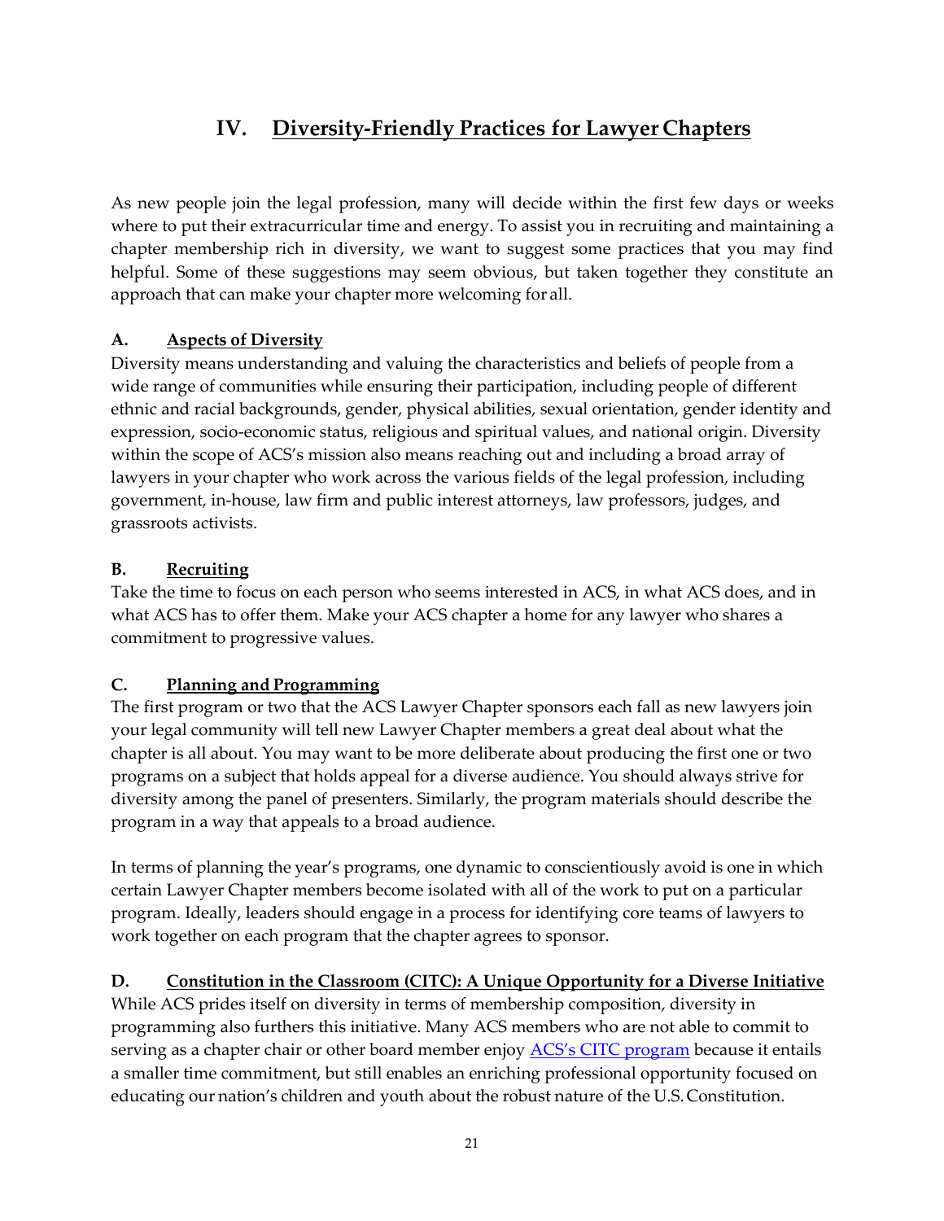# IV. Diversity-Friendly Practices for Lawyer Chapters

As new people join the legal profession, many will decide within the first few days or weeks where to put their extracurricular time and energy. To assist you in recruiting and maintaining a chapter membership rich in diversity, we want to suggest some practices that you may find helpful. Some of these suggestions may seem obvious, but taken together they constitute an approach that can make your chapter more welcoming for all.

## A. Aspects of Diversity

Diversity means understanding and valuing the characteristics and beliefs of people from a wide range of communities while ensuring their participation, including people of different ethnic and racial backgrounds, gender, physical abilities, sexual orientation, gender identity and expression, socio-economic status, religious and spiritual values, and national origin. Diversity within the scope of ACS's mission also means reaching out and including a broad array of lawyers in your chapter who work across the various fields of the legal profession, including government, in-house, law firm and public interest attorneys, law professors, judges, and grassroots activists.

## B. Recruiting

Take the time to focus on each person who seems interested in ACS, in what ACS does, and in what ACS has to offer them. Make your ACS chapter a home for any lawyer who shares a commitment to progressive values.

## C. Planning and Programming

The first program or two that the ACS Lawyer Chapter sponsors each fall as new lawyers join your legal community will tell new Lawyer Chapter members a great deal about what the chapter is all about. You may want to be more deliberate about producing the first one or two programs on a subject that holds appeal for a diverse audience. You should always strive for diversity among the panel of presenters. Similarly, the program materials should describe the program in a way that appeals to a broad audience.

In terms of planning the year's programs, one dynamic to conscientiously avoid is one in which certain Lawyer Chapter members become isolated with all of the work to put on a particular program. Ideally, leaders should engage in a process for identifying core teams of lawyers to work together on each program that the chapter agrees to sponsor.

## D. Constitution in the Classroom (CITC): A Unique Opportunity for a Diverse Initiative

While ACS prides itself on diversity in terms of membership composition, diversity in programming also furthers this initiative. Many ACS members who are not able to commit to serving as a chapter chair or other board member enjoy ACS's CITC program because it entails a smaller time commitment, but still enables an enriching professional opportunity focused on educating our nation's children and youth about the robust nature of the U.S. Constitution.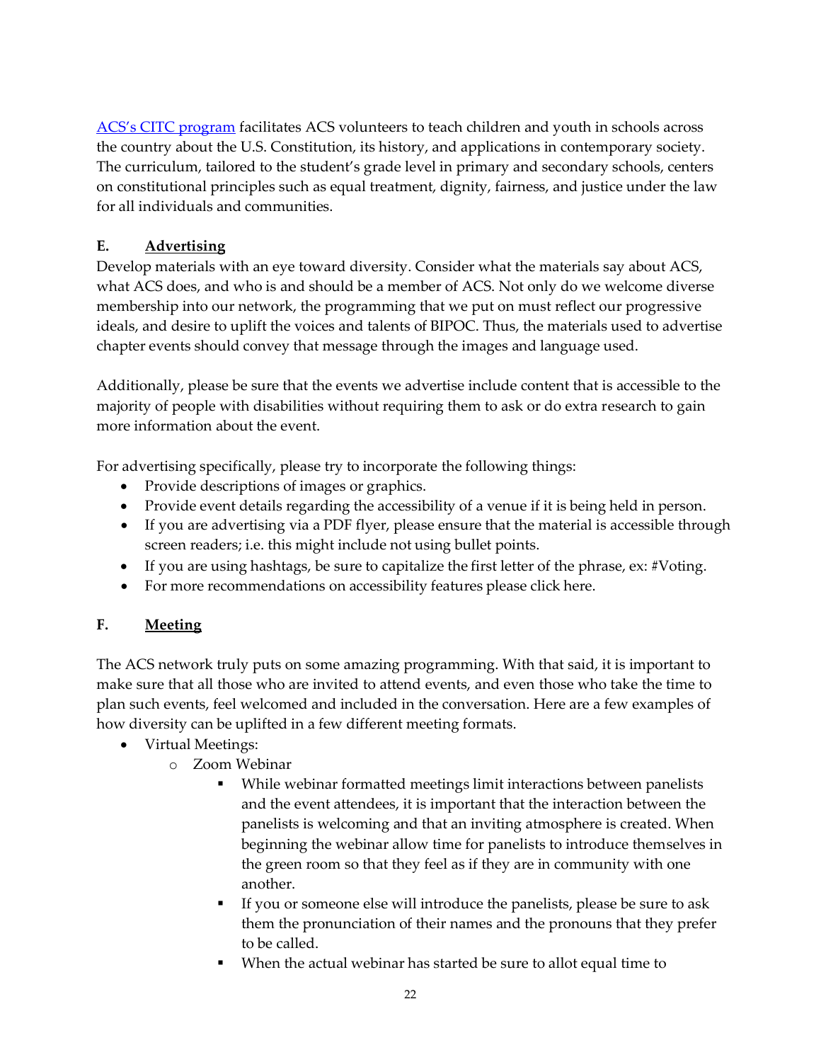[ACS's CITC program](#) facilitates ACS volunteers to teach children and youth in schools across the country about the U.S. Constitution, its history, and applications in contemporary society. The curriculum, tailored to the student's grade level in primary and secondary schools, centers on constitutional principles such as equal treatment, dignity, fairness, and justice under the law for all individuals and communities.

### E. Advertising

Develop materials with an eye toward diversity. Consider what the materials say about ACS, what ACS does, and who is and should be a member of ACS. Not only do we welcome diverse membership into our network, the programming that we put on must reflect our progressive ideals, and desire to uplift the voices and talents of BIPOC. Thus, the materials used to advertise chapter events should convey that message through the images and language used.

Additionally, please be sure that the events we advertise include content that is accessible to the majority of people with disabilities without requiring them to ask or do extra research to gain more information about the event.

For advertising specifically, please try to incorporate the following things:

- Provide descriptions of images or graphics.
- Provide event details regarding the accessibility of a venue if it is being held in person.
- If you are advertising via a PDF flyer, please ensure that the material is accessible through screen readers; i.e. this might include not using bullet points.
- If you are using hashtags, be sure to capitalize the first letter of the phrase, ex: #Voting.
- For more recommendations on accessibility features please click here.

### F. Meeting

The ACS network truly puts on some amazing programming. With that said, it is important to make sure that all those who are invited to attend events, and even those who take the time to plan such events, feel welcomed and included in the conversation. Here are a few examples of how diversity can be uplifted in a few different meeting formats.

- Virtual Meetings:
  - Zoom Webinar
    - While webinar formatted meetings limit interactions between panelists and the event attendees, it is important that the interaction between the panelists is welcoming and that an inviting atmosphere is created. When beginning the webinar allow time for panelists to introduce themselves in the green room so that they feel as if they are in community with one another.
    - If you or someone else will introduce the panelists, please be sure to ask them the pronunciation of their names and the pronouns that they prefer to be called.
    - When the actual webinar has started be sure to allot equal time to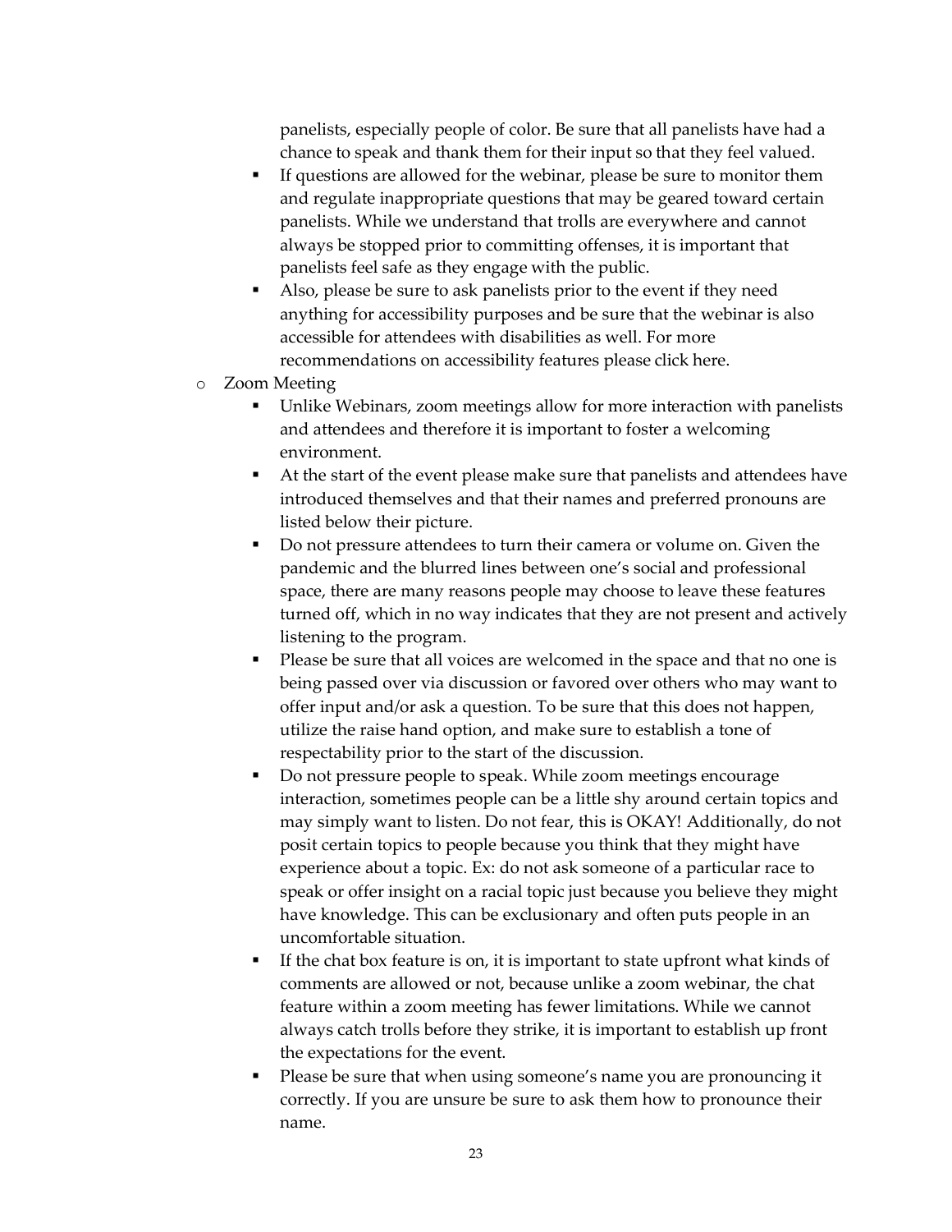panelists, especially people of color. Be sure that all panelists have had a chance to speak and thank them for their input so that they feel valued.

- If questions are allowed for the webinar, please be sure to monitor them and regulate inappropriate questions that may be geared toward certain panelists. While we understand that trolls are everywhere and cannot always be stopped prior to committing offenses, it is important that panelists feel safe as they engage with the public.
- Also, please be sure to ask panelists prior to the event if they need anything for accessibility purposes and be sure that the webinar is also accessible for attendees with disabilities as well. For more recommendations on accessibility features please click here.

- Zoom Meeting
  - Unlike Webinars, zoom meetings allow for more interaction with panelists and attendees and therefore it is important to foster a welcoming environment.
  - At the start of the event please make sure that panelists and attendees have introduced themselves and that their names and preferred pronouns are listed below their picture.
  - Do not pressure attendees to turn their camera or volume on. Given the pandemic and the blurred lines between one's social and professional space, there are many reasons people may choose to leave these features turned off, which in no way indicates that they are not present and actively listening to the program.
  - Please be sure that all voices are welcomed in the space and that no one is being passed over via discussion or favored over others who may want to offer input and/or ask a question. To be sure that this does not happen, utilize the raise hand option, and make sure to establish a tone of respectability prior to the start of the discussion.
  - Do not pressure people to speak. While zoom meetings encourage interaction, sometimes people can be a little shy around certain topics and may simply want to listen. Do not fear, this is OKAY! Additionally, do not posit certain topics to people because you think that they might have experience about a topic. Ex: do not ask someone of a particular race to speak or offer insight on a racial topic just because you believe they might have knowledge. This can be exclusionary and often puts people in an uncomfortable situation.
  - If the chat box feature is on, it is important to state upfront what kinds of comments are allowed or not, because unlike a zoom webinar, the chat feature within a zoom meeting has fewer limitations. While we cannot always catch trolls before they strike, it is important to establish up front the expectations for the event.
  - Please be sure that when using someone's name you are pronouncing it correctly. If you are unsure be sure to ask them how to pronounce their name.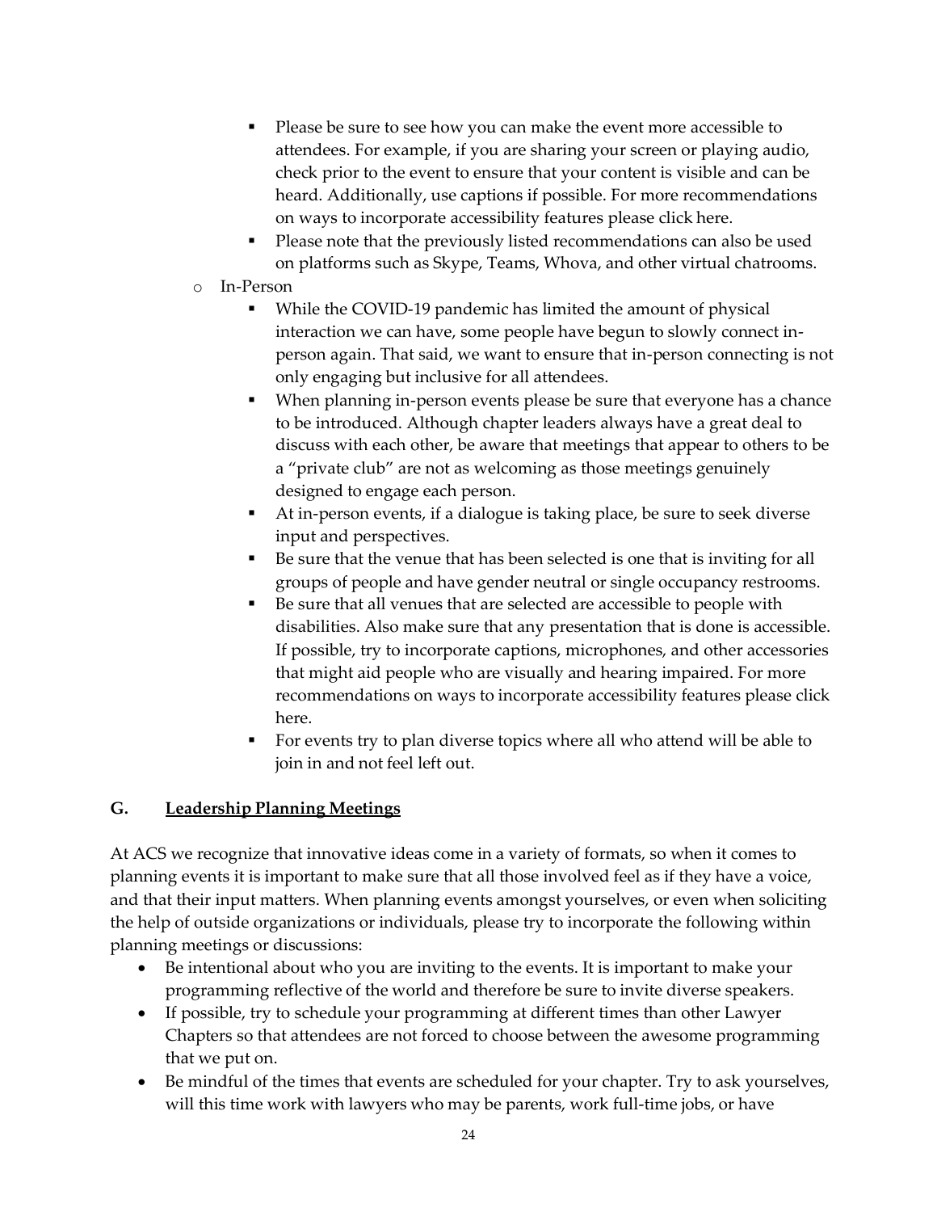- Please be sure to see how you can make the event more accessible to attendees. For example, if you are sharing your screen or playing audio, check prior to the event to ensure that your content is visible and can be heard. Additionally, use captions if possible. For more recommendations on ways to incorporate accessibility features please click here.
    - Please note that the previously listed recommendations can also be used on platforms such as Skype, Teams, Whova, and other virtual chatrooms.
  - In-Person
    - While the COVID-19 pandemic has limited the amount of physical interaction we can have, some people have begun to slowly connect in-person again. That said, we want to ensure that in-person connecting is not only engaging but inclusive for all attendees.
    - When planning in-person events please be sure that everyone has a chance to be introduced. Although chapter leaders always have a great deal to discuss with each other, be aware that meetings that appear to others to be a "private club" are not as welcoming as those meetings genuinely designed to engage each person.
    - At in-person events, if a dialogue is taking place, be sure to seek diverse input and perspectives.
    - Be sure that the venue that has been selected is one that is inviting for all groups of people and have gender neutral or single occupancy restrooms.
    - Be sure that all venues that are selected are accessible to people with disabilities. Also make sure that any presentation that is done is accessible. If possible, try to incorporate captions, microphones, and other accessories that might aid people who are visually and hearing impaired. For more recommendations on ways to incorporate accessibility features please click here.
    - For events try to plan diverse topics where all who attend will be able to join in and not feel left out.

## G. Leadership Planning Meetings

At ACS we recognize that innovative ideas come in a variety of formats, so when it comes to planning events it is important to make sure that all those involved feel as if they have a voice, and that their input matters. When planning events amongst yourselves, or even when soliciting the help of outside organizations or individuals, please try to incorporate the following within planning meetings or discussions:

- Be intentional about who you are inviting to the events. It is important to make your programming reflective of the world and therefore be sure to invite diverse speakers.
- If possible, try to schedule your programming at different times than other Lawyer Chapters so that attendees are not forced to choose between the awesome programming that we put on.
- Be mindful of the times that events are scheduled for your chapter. Try to ask yourselves, will this time work with lawyers who may be parents, work full-time jobs, or have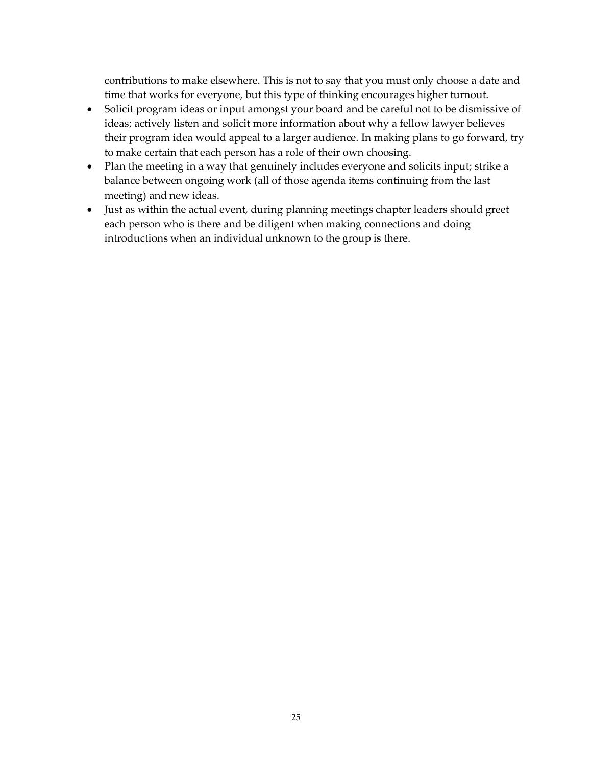contributions to make elsewhere. This is not to say that you must only choose a date and time that works for everyone, but this type of thinking encourages higher turnout.

- Solicit program ideas or input amongst your board and be careful not to be dismissive of ideas; actively listen and solicit more information about why a fellow lawyer believes their program idea would appeal to a larger audience. In making plans to go forward, try to make certain that each person has a role of their own choosing.
- Plan the meeting in a way that genuinely includes everyone and solicits input; strike a balance between ongoing work (all of those agenda items continuing from the last meeting) and new ideas.
- Just as within the actual event, during planning meetings chapter leaders should greet each person who is there and be diligent when making connections and doing introductions when an individual unknown to the group is there.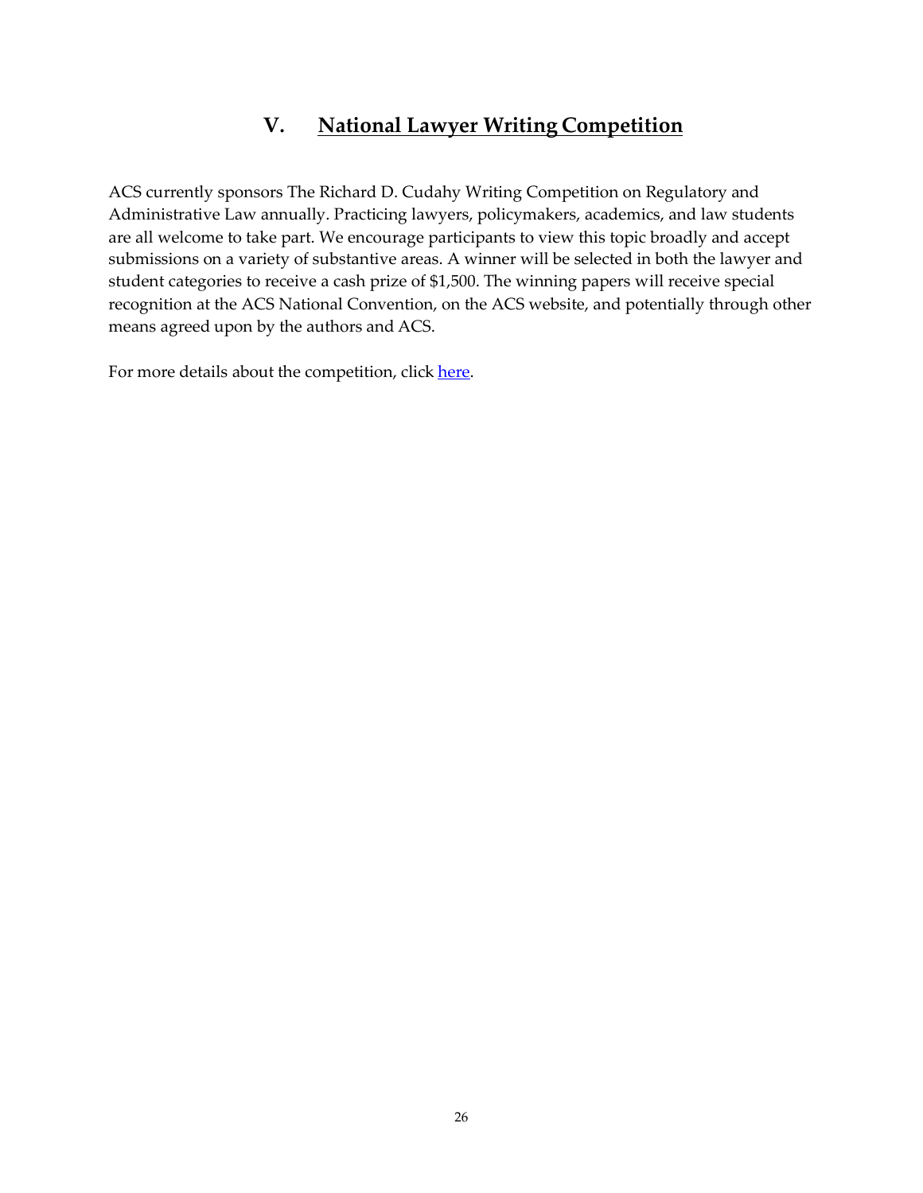## V. National Lawyer Writing Competition

ACS currently sponsors The Richard D. Cudahy Writing Competition on Regulatory and Administrative Law annually. Practicing lawyers, policymakers, academics, and law students are all welcome to take part. We encourage participants to view this topic broadly and accept submissions on a variety of substantive areas. A winner will be selected in both the lawyer and student categories to receive a cash prize of $1,500. The winning papers will receive special recognition at the ACS National Convention, on the ACS website, and potentially through other means agreed upon by the authors and ACS.

For more details about the competition, click here.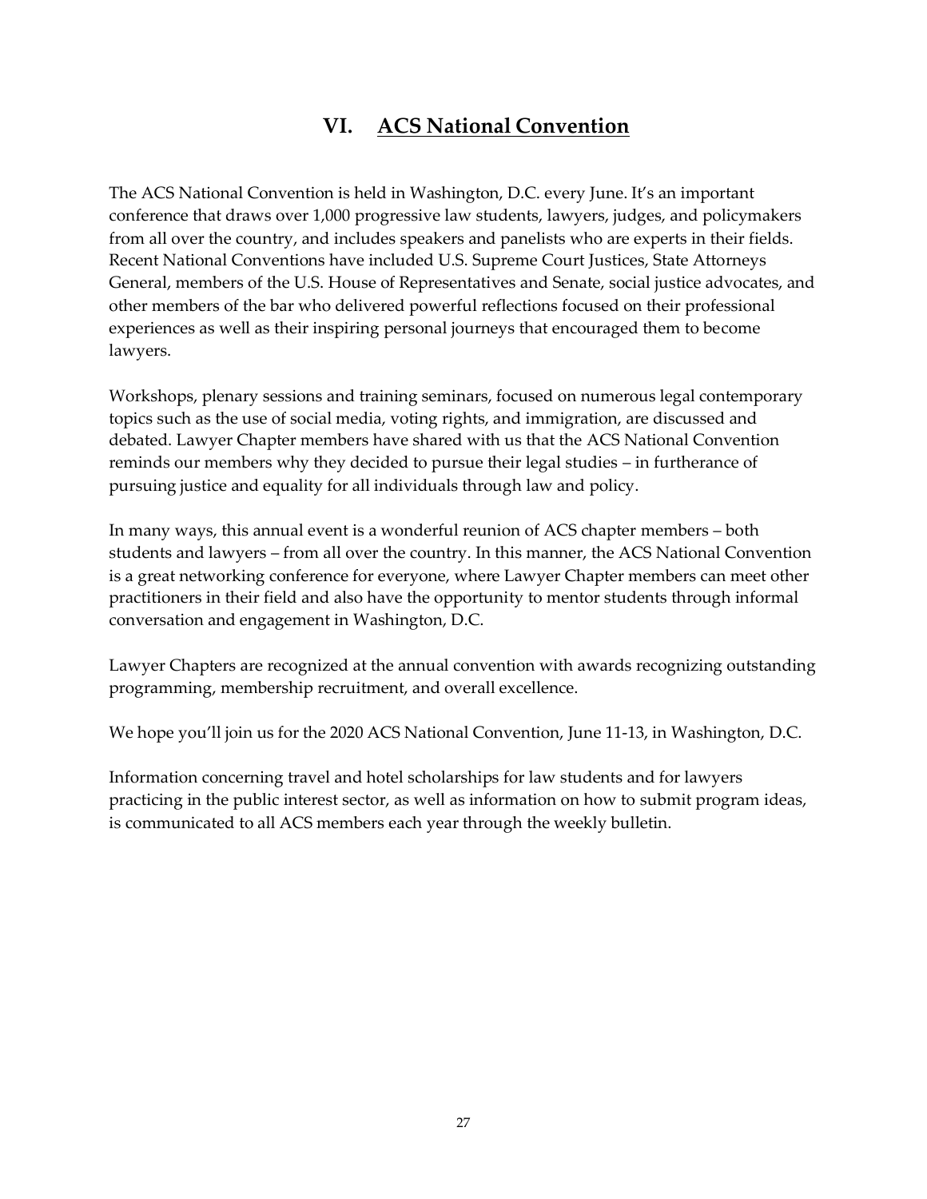# VI. <u>ACS National Convention</u>

The ACS National Convention is held in Washington, D.C. every June. It's an important conference that draws over 1,000 progressive law students, lawyers, judges, and policymakers from all over the country, and includes speakers and panelists who are experts in their fields. Recent National Conventions have included U.S. Supreme Court Justices, State Attorneys General, members of the U.S. House of Representatives and Senate, social justice advocates, and other members of the bar who delivered powerful reflections focused on their professional experiences as well as their inspiring personal journeys that encouraged them to become lawyers.

Workshops, plenary sessions and training seminars, focused on numerous legal contemporary topics such as the use of social media, voting rights, and immigration, are discussed and debated. Lawyer Chapter members have shared with us that the ACS National Convention reminds our members why they decided to pursue their legal studies – in furtherance of pursuing justice and equality for all individuals through law and policy.

In many ways, this annual event is a wonderful reunion of ACS chapter members – both students and lawyers – from all over the country. In this manner, the ACS National Convention is a great networking conference for everyone, where Lawyer Chapter members can meet other practitioners in their field and also have the opportunity to mentor students through informal conversation and engagement in Washington, D.C.

Lawyer Chapters are recognized at the annual convention with awards recognizing outstanding programming, membership recruitment, and overall excellence.

We hope you'll join us for the 2020 ACS National Convention, June 11-13, in Washington, D.C.

Information concerning travel and hotel scholarships for law students and for lawyers practicing in the public interest sector, as well as information on how to submit program ideas, is communicated to all ACS members each year through the weekly bulletin.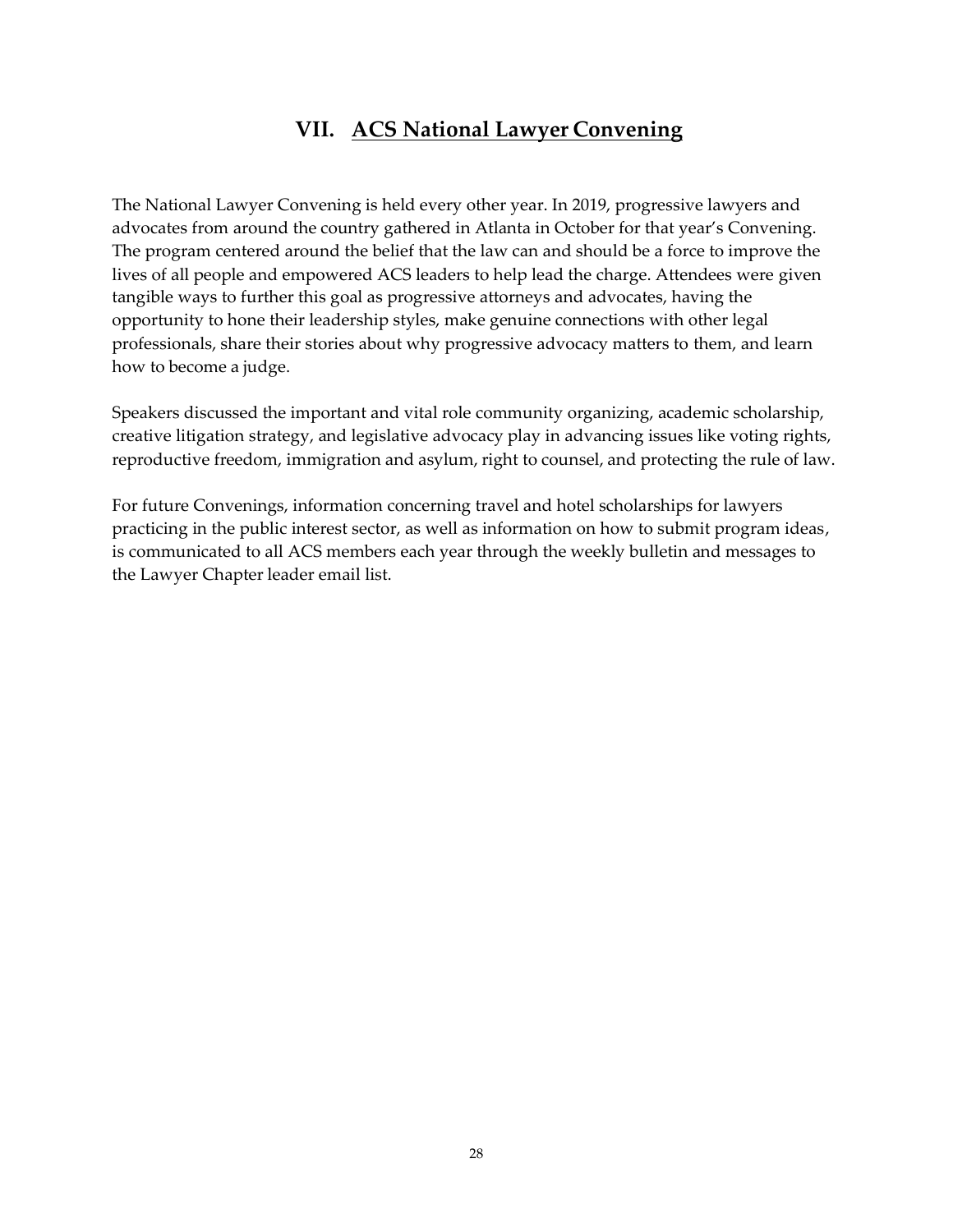## VII. <u>ACS National Lawyer Convening</u>

The National Lawyer Convening is held every other year. In 2019, progressive lawyers and advocates from around the country gathered in Atlanta in October for that year's Convening. The program centered around the belief that the law can and should be a force to improve the lives of all people and empowered ACS leaders to help lead the charge. Attendees were given tangible ways to further this goal as progressive attorneys and advocates, having the opportunity to hone their leadership styles, make genuine connections with other legal professionals, share their stories about why progressive advocacy matters to them, and learn how to become a judge.

Speakers discussed the important and vital role community organizing, academic scholarship, creative litigation strategy, and legislative advocacy play in advancing issues like voting rights, reproductive freedom, immigration and asylum, right to counsel, and protecting the rule of law.

For future Convenings, information concerning travel and hotel scholarships for lawyers practicing in the public interest sector, as well as information on how to submit program ideas, is communicated to all ACS members each year through the weekly bulletin and messages to the Lawyer Chapter leader email list.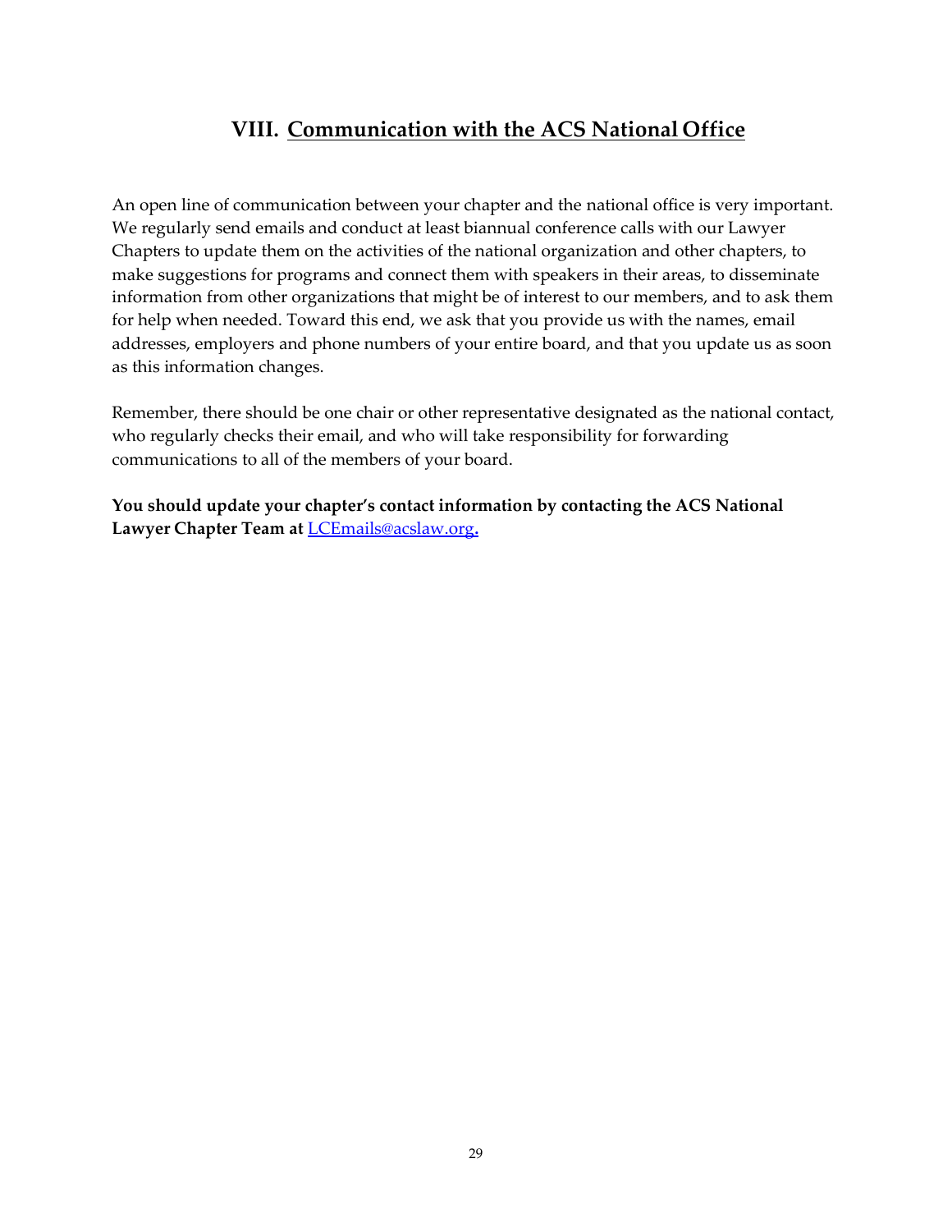## VIII. Communication with the ACS National Office

An open line of communication between your chapter and the national office is very important. We regularly send emails and conduct at least biannual conference calls with our Lawyer Chapters to update them on the activities of the national organization and other chapters, to make suggestions for programs and connect them with speakers in their areas, to disseminate information from other organizations that might be of interest to our members, and to ask them for help when needed. Toward this end, we ask that you provide us with the names, email addresses, employers and phone numbers of your entire board, and that you update us as soon as this information changes.

Remember, there should be one chair or other representative designated as the national contact, who regularly checks their email, and who will take responsibility for forwarding communications to all of the members of your board.

**You should update your chapter's contact information by contacting the ACS National Lawyer Chapter Team at LCEmails@acslaw.org.**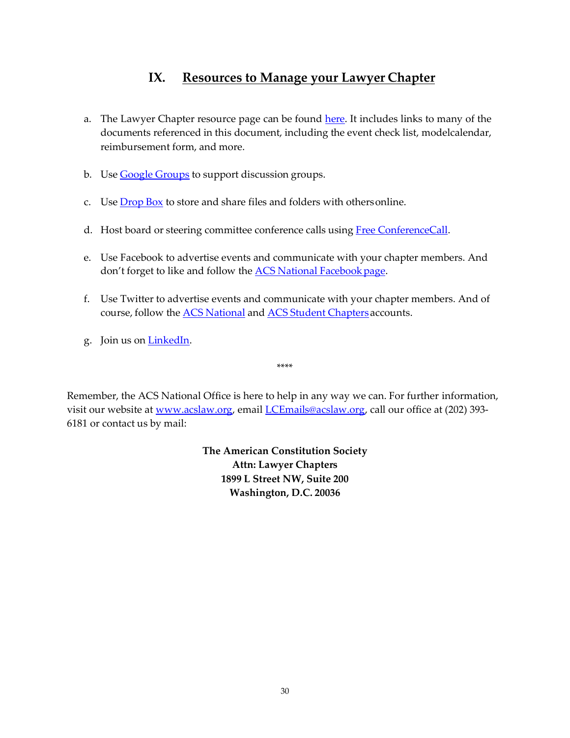# IX. Resources to Manage your Lawyer Chapter

a. The Lawyer Chapter resource page can be found here. It includes links to many of the documents referenced in this document, including the event check list, modelcalendar, reimbursement form, and more.

b. Use Google Groups to support discussion groups.

c. Use Drop Box to store and share files and folders with othersonline.

d. Host board or steering committee conference calls using Free ConferenceCall.

e. Use Facebook to advertise events and communicate with your chapter members. And don't forget to like and follow the ACS National Facebook page.

f. Use Twitter to advertise events and communicate with your chapter members. And of course, follow the ACS National and ACS Student Chapters accounts.

g. Join us on LinkedIn.

****

Remember, the ACS National Office is here to help in any way we can. For further information, visit our website at www.acslaw.org, email LCEmails@acslaw.org, call our office at (202) 393-6181 or contact us by mail:

**The American Constitution Society**
**Attn: Lawyer Chapters**
**1899 L Street NW, Suite 200**
**Washington, D.C. 20036**